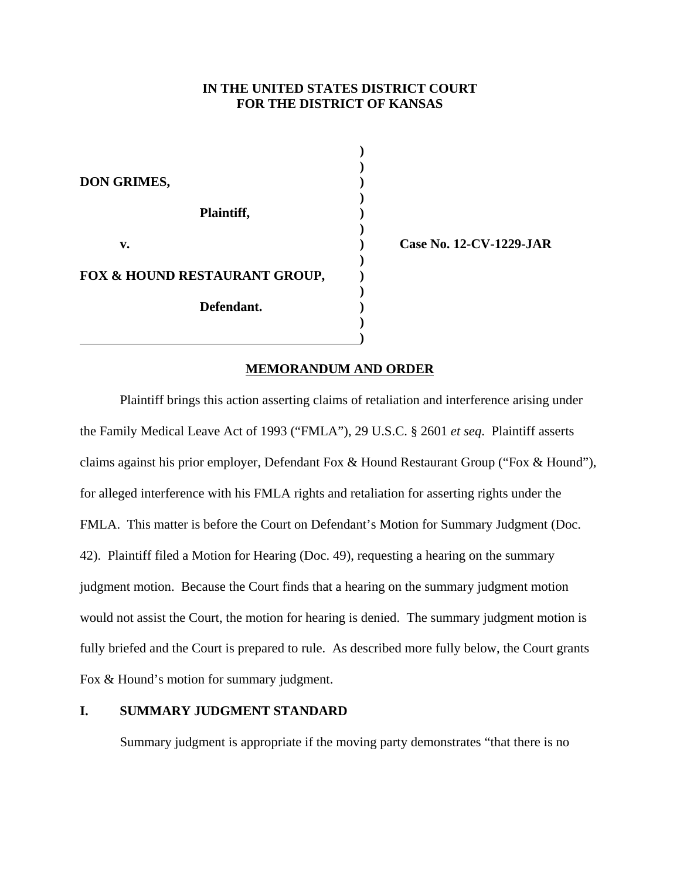**IN THE UNITED STATES DISTRICT COURT**
**FOR THE DISTRICT OF KANSAS**

**DON GRIMES,**

**Plaintiff,**

**v.**

**FOX & HOUND RESTAURANT GROUP,**

**Defendant.**

**Case No. 12-CV-1229-JAR**

**MEMORANDUM AND ORDER**

Plaintiff brings this action asserting claims of retaliation and interference arising under the Family Medical Leave Act of 1993 ("FMLA"), 29 U.S.C. § 2601 *et seq*. Plaintiff asserts claims against his prior employer, Defendant Fox & Hound Restaurant Group ("Fox & Hound"), for alleged interference with his FMLA rights and retaliation for asserting rights under the FMLA. This matter is before the Court on Defendant's Motion for Summary Judgment (Doc. 42). Plaintiff filed a Motion for Hearing (Doc. 49), requesting a hearing on the summary judgment motion. Because the Court finds that a hearing on the summary judgment motion would not assist the Court, the motion for hearing is denied. The summary judgment motion is fully briefed and the Court is prepared to rule. As described more fully below, the Court grants Fox & Hound's motion for summary judgment.

## I. SUMMARY JUDGMENT STANDARD

Summary judgment is appropriate if the moving party demonstrates "that there is no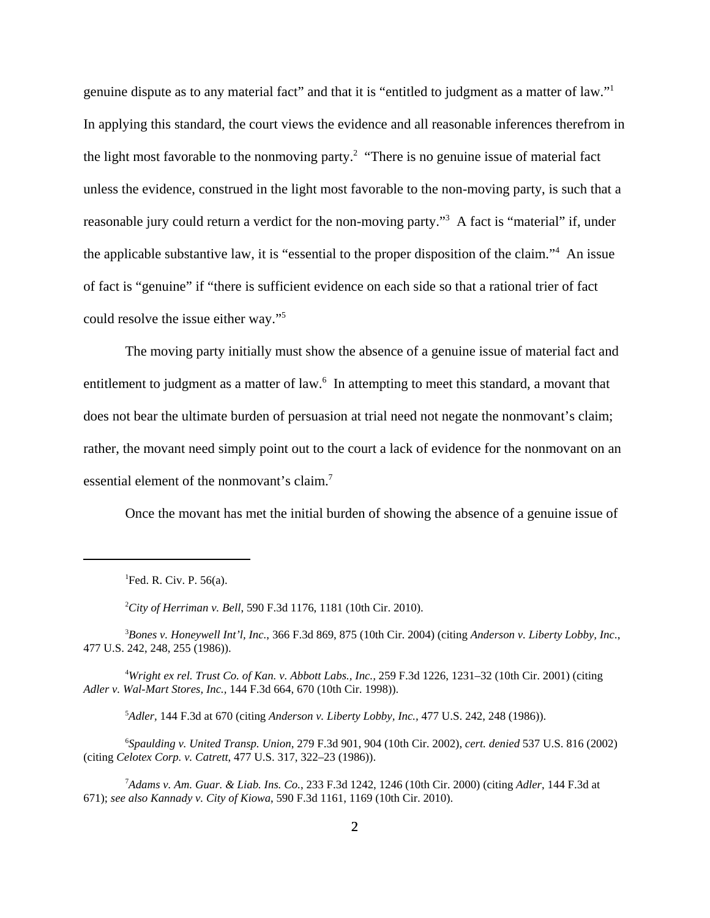genuine dispute as to any material fact" and that it is "entitled to judgment as a matter of law."[1] In applying this standard, the court views the evidence and all reasonable inferences therefrom in the light most favorable to the nonmoving party.[2] "There is no genuine issue of material fact unless the evidence, construed in the light most favorable to the non-moving party, is such that a reasonable jury could return a verdict for the non-moving party."[3] A fact is "material" if, under the applicable substantive law, it is "essential to the proper disposition of the claim."[4] An issue of fact is "genuine" if "there is sufficient evidence on each side so that a rational trier of fact could resolve the issue either way."[5]

The moving party initially must show the absence of a genuine issue of material fact and entitlement to judgment as a matter of law.[6] In attempting to meet this standard, a movant that does not bear the ultimate burden of persuasion at trial need not negate the nonmovant's claim; rather, the movant need simply point out to the court a lack of evidence for the nonmovant on an essential element of the nonmovant's claim.[7]

Once the movant has met the initial burden of showing the absence of a genuine issue of

---

[1]Fed. R. Civ. P. 56(a).

[2]*City of Herriman v. Bell*, 590 F.3d 1176, 1181 (10th Cir. 2010).

[3]*Bones v. Honeywell Int'l, Inc.*, 366 F.3d 869, 875 (10th Cir. 2004) (citing *Anderson v. Liberty Lobby, Inc.*, 477 U.S. 242, 248, 255 (1986)).

[4]*Wright ex rel. Trust Co. of Kan. v. Abbott Labs., Inc.*, 259 F.3d 1226, 1231–32 (10th Cir. 2001) (citing *Adler v. Wal-Mart Stores, Inc.*, 144 F.3d 664, 670 (10th Cir. 1998)).

[5]*Adler*, 144 F.3d at 670 (citing *Anderson v. Liberty Lobby, Inc.*, 477 U.S. 242, 248 (1986)).

[6]*Spaulding v. United Transp. Union*, 279 F.3d 901, 904 (10th Cir. 2002), *cert. denied* 537 U.S. 816 (2002) (citing *Celotex Corp. v. Catrett*, 477 U.S. 317, 322–23 (1986)).

[7]*Adams v. Am. Guar. & Liab. Ins. Co.*, 233 F.3d 1242, 1246 (10th Cir. 2000) (citing *Adler*, 144 F.3d at 671); *see also Kannady v. City of Kiowa*, 590 F.3d 1161, 1169 (10th Cir. 2010).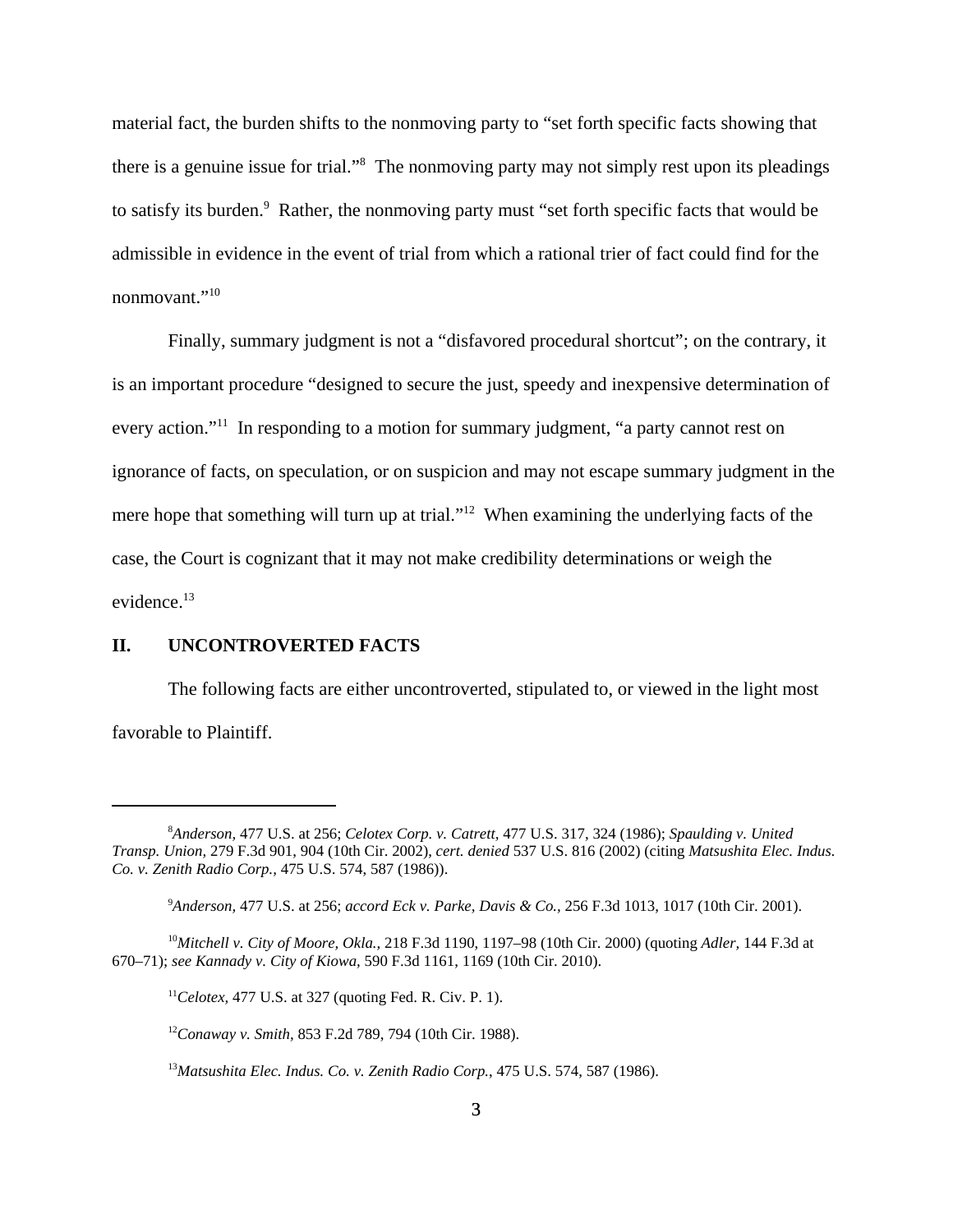material fact, the burden shifts to the nonmoving party to "set forth specific facts showing that there is a genuine issue for trial."[8] The nonmoving party may not simply rest upon its pleadings to satisfy its burden.[9] Rather, the nonmoving party must "set forth specific facts that would be admissible in evidence in the event of trial from which a rational trier of fact could find for the nonmovant."[10]

Finally, summary judgment is not a "disfavored procedural shortcut"; on the contrary, it is an important procedure "designed to secure the just, speedy and inexpensive determination of every action."[11] In responding to a motion for summary judgment, "a party cannot rest on ignorance of facts, on speculation, or on suspicion and may not escape summary judgment in the mere hope that something will turn up at trial."[12] When examining the underlying facts of the case, the Court is cognizant that it may not make credibility determinations or weigh the evidence.[13]

## II. UNCONTROVERTED FACTS

The following facts are either uncontroverted, stipulated to, or viewed in the light most favorable to Plaintiff.

---

[8] *Anderson,* 477 U.S. at 256; *Celotex Corp. v. Catrett,* 477 U.S. 317, 324 (1986); *Spaulding v. United Transp. Union,* 279 F.3d 901, 904 (10th Cir. 2002), *cert. denied* 537 U.S. 816 (2002) (citing *Matsushita Elec. Indus. Co. v. Zenith Radio Corp.,* 475 U.S. 574, 587 (1986)).

[9] *Anderson,* 477 U.S. at 256; *accord Eck v. Parke, Davis & Co.,* 256 F.3d 1013, 1017 (10th Cir. 2001).

[10] *Mitchell v. City of Moore, Okla.,* 218 F.3d 1190, 1197–98 (10th Cir. 2000) (quoting *Adler,* 144 F.3d at 670–71); *see Kannady v. City of Kiowa*, 590 F.3d 1161, 1169 (10th Cir. 2010).

[11] *Celotex,* 477 U.S. at 327 (quoting Fed. R. Civ. P. 1).

[12] *Conaway v. Smith,* 853 F.2d 789, 794 (10th Cir. 1988).

[13] *Matsushita Elec. Indus. Co. v. Zenith Radio Corp.*, 475 U.S. 574, 587 (1986).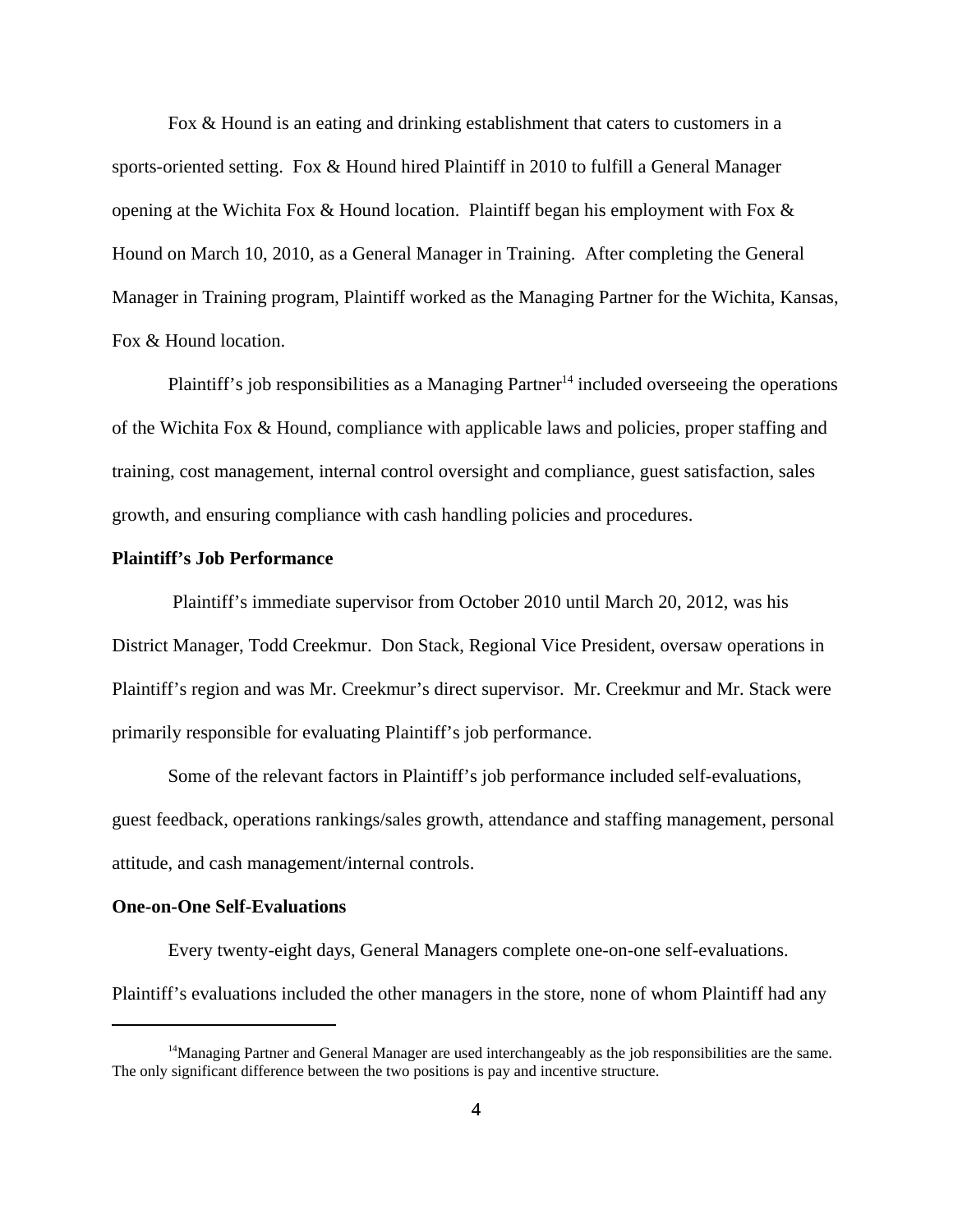Fox & Hound is an eating and drinking establishment that caters to customers in a sports-oriented setting. Fox & Hound hired Plaintiff in 2010 to fulfill a General Manager opening at the Wichita Fox & Hound location. Plaintiff began his employment with Fox & Hound on March 10, 2010, as a General Manager in Training. After completing the General Manager in Training program, Plaintiff worked as the Managing Partner for the Wichita, Kansas, Fox & Hound location.

Plaintiff's job responsibilities as a Managing Partner[14] included overseeing the operations of the Wichita Fox & Hound, compliance with applicable laws and policies, proper staffing and training, cost management, internal control oversight and compliance, guest satisfaction, sales growth, and ensuring compliance with cash handling policies and procedures.

**Plaintiff's Job Performance**

Plaintiff's immediate supervisor from October 2010 until March 20, 2012, was his District Manager, Todd Creekmur. Don Stack, Regional Vice President, oversaw operations in Plaintiff's region and was Mr. Creekmur's direct supervisor. Mr. Creekmur and Mr. Stack were primarily responsible for evaluating Plaintiff's job performance.

Some of the relevant factors in Plaintiff's job performance included self-evaluations, guest feedback, operations rankings/sales growth, attendance and staffing management, personal attitude, and cash management/internal controls.

**One-on-One Self-Evaluations**

Every twenty-eight days, General Managers complete one-on-one self-evaluations. Plaintiff's evaluations included the other managers in the store, none of whom Plaintiff had any

---

[14] Managing Partner and General Manager are used interchangeably as the job responsibilities are the same. The only significant difference between the two positions is pay and incentive structure.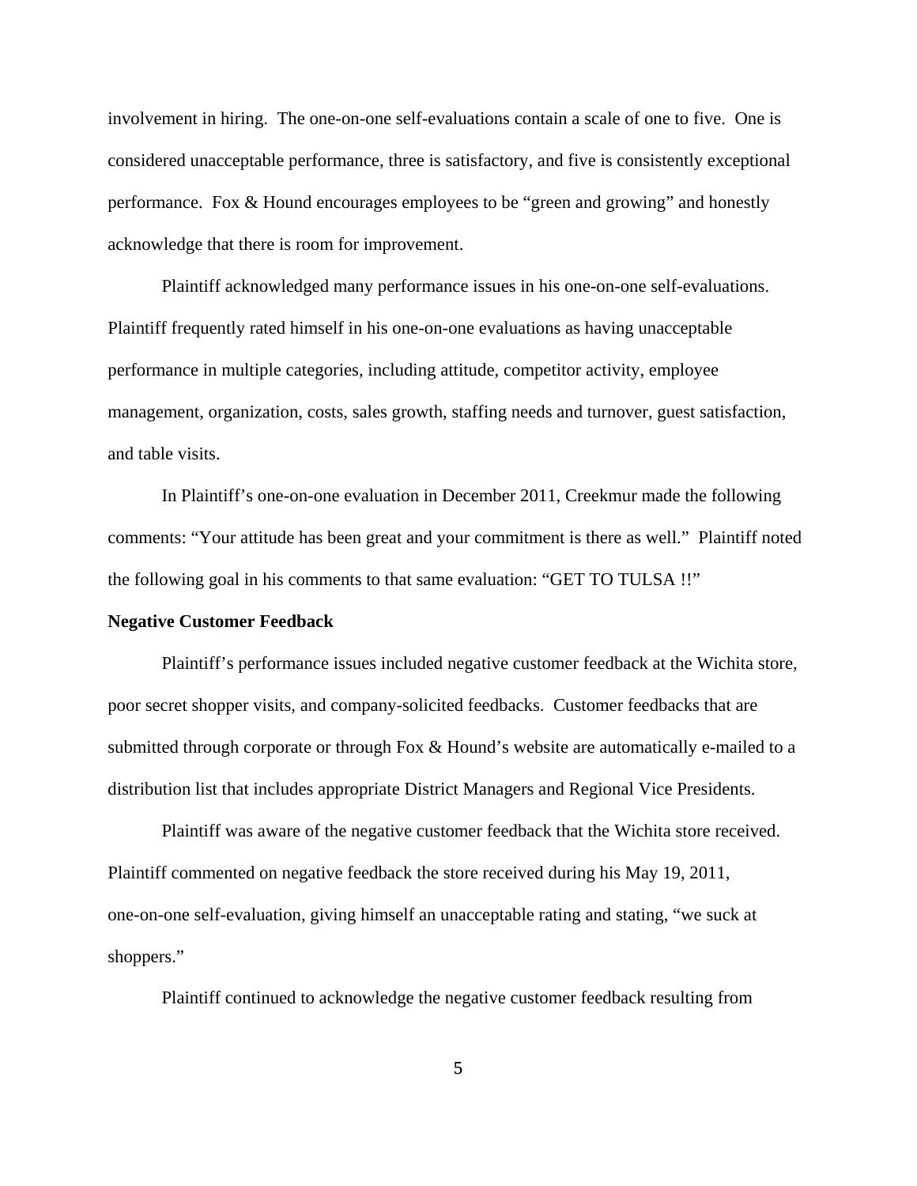involvement in hiring. The one-on-one self-evaluations contain a scale of one to five. One is considered unacceptable performance, three is satisfactory, and five is consistently exceptional performance. Fox & Hound encourages employees to be "green and growing" and honestly acknowledge that there is room for improvement.

Plaintiff acknowledged many performance issues in his one-on-one self-evaluations. Plaintiff frequently rated himself in his one-on-one evaluations as having unacceptable performance in multiple categories, including attitude, competitor activity, employee management, organization, costs, sales growth, staffing needs and turnover, guest satisfaction, and table visits.

In Plaintiff's one-on-one evaluation in December 2011, Creekmur made the following comments: "Your attitude has been great and your commitment is there as well." Plaintiff noted the following goal in his comments to that same evaluation: "GET TO TULSA !!"

**Negative Customer Feedback**

Plaintiff's performance issues included negative customer feedback at the Wichita store, poor secret shopper visits, and company-solicited feedbacks. Customer feedbacks that are submitted through corporate or through Fox & Hound's website are automatically e-mailed to a distribution list that includes appropriate District Managers and Regional Vice Presidents.

Plaintiff was aware of the negative customer feedback that the Wichita store received. Plaintiff commented on negative feedback the store received during his May 19, 2011, one-on-one self-evaluation, giving himself an unacceptable rating and stating, "we suck at shoppers."

Plaintiff continued to acknowledge the negative customer feedback resulting from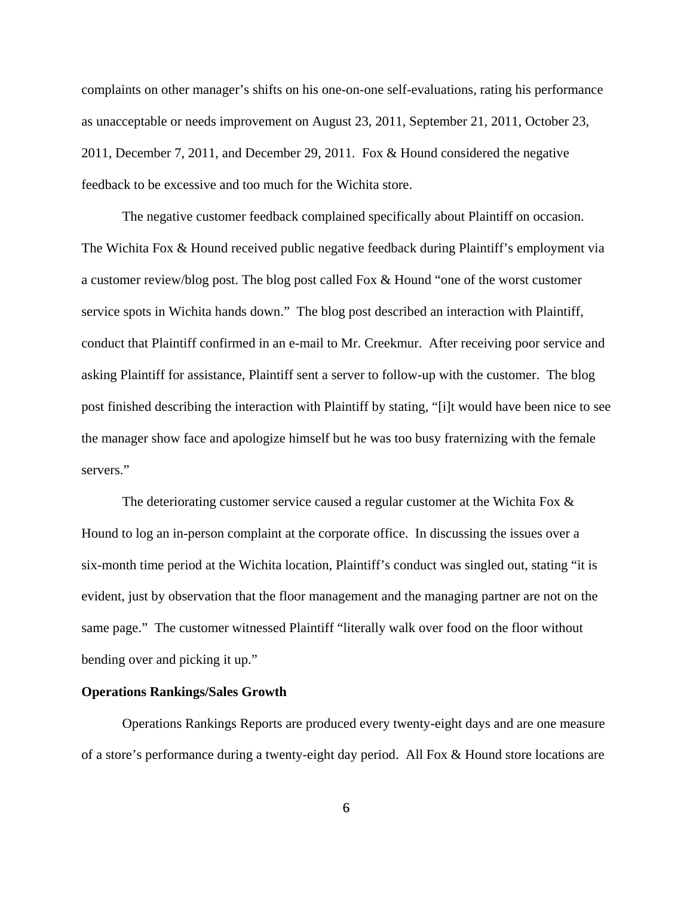complaints on other manager's shifts on his one-on-one self-evaluations, rating his performance as unacceptable or needs improvement on August 23, 2011, September 21, 2011, October 23, 2011, December 7, 2011, and December 29, 2011. Fox & Hound considered the negative feedback to be excessive and too much for the Wichita store.

The negative customer feedback complained specifically about Plaintiff on occasion. The Wichita Fox & Hound received public negative feedback during Plaintiff's employment via a customer review/blog post. The blog post called Fox & Hound "one of the worst customer service spots in Wichita hands down." The blog post described an interaction with Plaintiff, conduct that Plaintiff confirmed in an e-mail to Mr. Creekmur. After receiving poor service and asking Plaintiff for assistance, Plaintiff sent a server to follow-up with the customer. The blog post finished describing the interaction with Plaintiff by stating, "[i]t would have been nice to see the manager show face and apologize himself but he was too busy fraternizing with the female servers."

The deteriorating customer service caused a regular customer at the Wichita Fox & Hound to log an in-person complaint at the corporate office. In discussing the issues over a six-month time period at the Wichita location, Plaintiff's conduct was singled out, stating "it is evident, just by observation that the floor management and the managing partner are not on the same page." The customer witnessed Plaintiff "literally walk over food on the floor without bending over and picking it up."

**Operations Rankings/Sales Growth**

Operations Rankings Reports are produced every twenty-eight days and are one measure of a store's performance during a twenty-eight day period. All Fox & Hound store locations are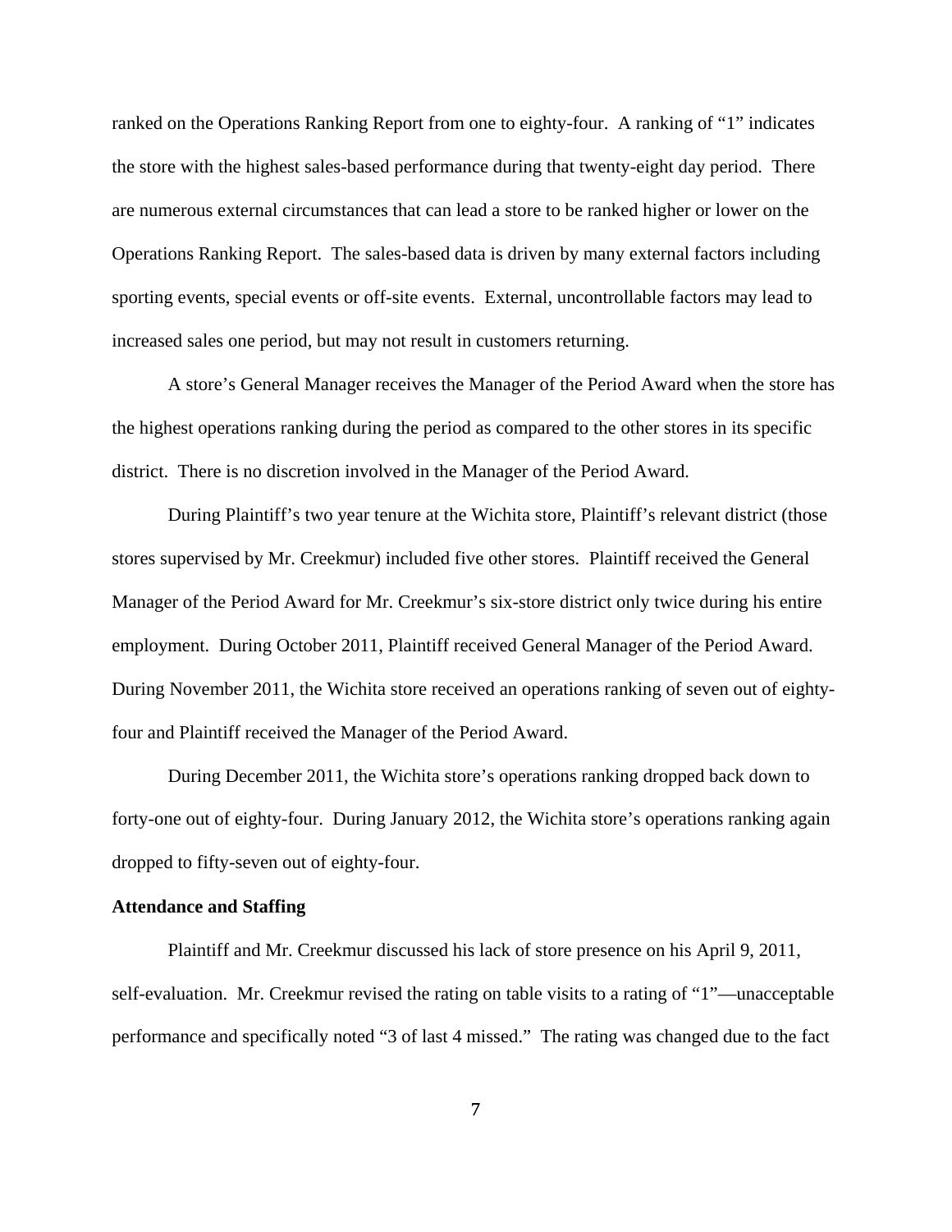ranked on the Operations Ranking Report from one to eighty-four. A ranking of "1" indicates the store with the highest sales-based performance during that twenty-eight day period. There are numerous external circumstances that can lead a store to be ranked higher or lower on the Operations Ranking Report. The sales-based data is driven by many external factors including sporting events, special events or off-site events. External, uncontrollable factors may lead to increased sales one period, but may not result in customers returning.

A store's General Manager receives the Manager of the Period Award when the store has the highest operations ranking during the period as compared to the other stores in its specific district. There is no discretion involved in the Manager of the Period Award.

During Plaintiff's two year tenure at the Wichita store, Plaintiff's relevant district (those stores supervised by Mr. Creekmur) included five other stores. Plaintiff received the General Manager of the Period Award for Mr. Creekmur's six-store district only twice during his entire employment. During October 2011, Plaintiff received General Manager of the Period Award. During November 2011, the Wichita store received an operations ranking of seven out of eighty-four and Plaintiff received the Manager of the Period Award.

During December 2011, the Wichita store's operations ranking dropped back down to forty-one out of eighty-four. During January 2012, the Wichita store's operations ranking again dropped to fifty-seven out of eighty-four.

**Attendance and Staffing**

Plaintiff and Mr. Creekmur discussed his lack of store presence on his April 9, 2011, self-evaluation. Mr. Creekmur revised the rating on table visits to a rating of "1"—unacceptable performance and specifically noted "3 of last 4 missed." The rating was changed due to the fact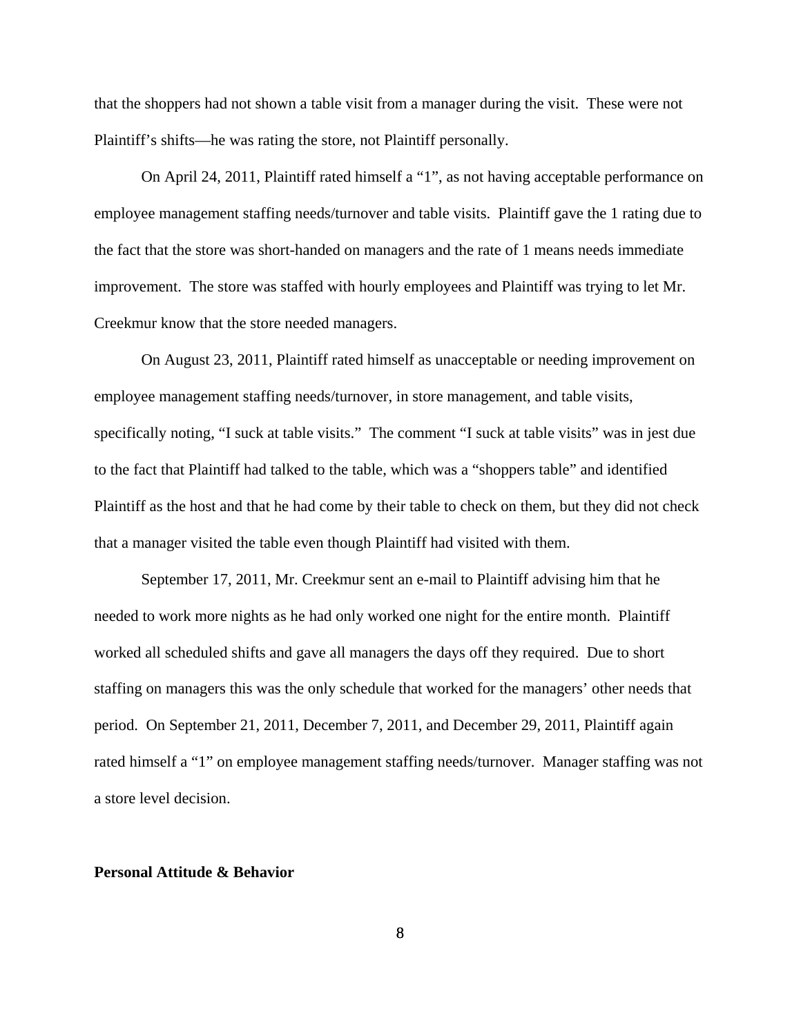that the shoppers had not shown a table visit from a manager during the visit. These were not Plaintiff's shifts—he was rating the store, not Plaintiff personally.

On April 24, 2011, Plaintiff rated himself a "1", as not having acceptable performance on employee management staffing needs/turnover and table visits. Plaintiff gave the 1 rating due to the fact that the store was short-handed on managers and the rate of 1 means needs immediate improvement. The store was staffed with hourly employees and Plaintiff was trying to let Mr. Creekmur know that the store needed managers.

On August 23, 2011, Plaintiff rated himself as unacceptable or needing improvement on employee management staffing needs/turnover, in store management, and table visits, specifically noting, "I suck at table visits." The comment "I suck at table visits" was in jest due to the fact that Plaintiff had talked to the table, which was a "shoppers table" and identified Plaintiff as the host and that he had come by their table to check on them, but they did not check that a manager visited the table even though Plaintiff had visited with them.

September 17, 2011, Mr. Creekmur sent an e-mail to Plaintiff advising him that he needed to work more nights as he had only worked one night for the entire month. Plaintiff worked all scheduled shifts and gave all managers the days off they required. Due to short staffing on managers this was the only schedule that worked for the managers' other needs that period. On September 21, 2011, December 7, 2011, and December 29, 2011, Plaintiff again rated himself a "1" on employee management staffing needs/turnover. Manager staffing was not a store level decision.

**Personal Attitude & Behavior**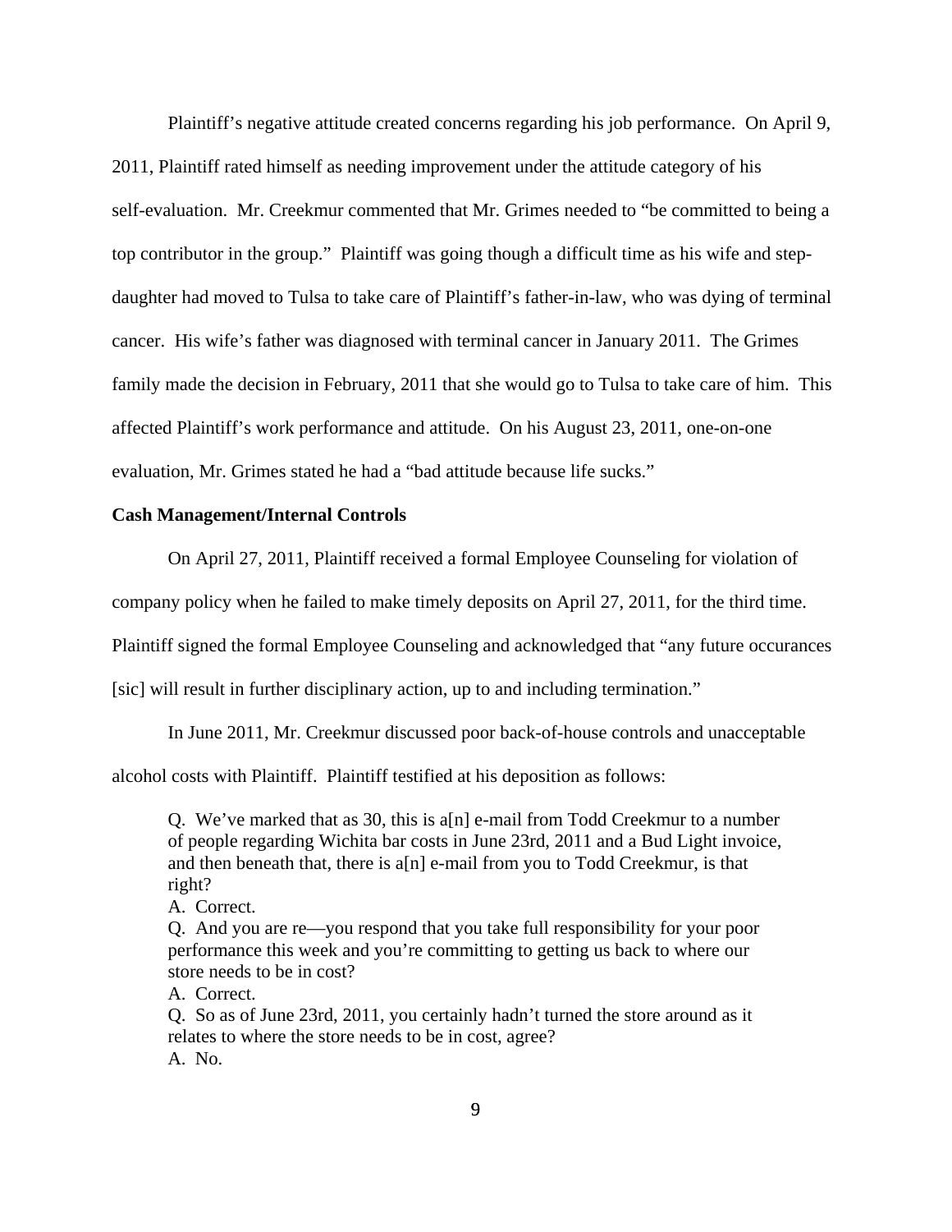Plaintiff's negative attitude created concerns regarding his job performance. On April 9, 2011, Plaintiff rated himself as needing improvement under the attitude category of his self-evaluation. Mr. Creekmur commented that Mr. Grimes needed to "be committed to being a top contributor in the group." Plaintiff was going though a difficult time as his wife and step-daughter had moved to Tulsa to take care of Plaintiff's father-in-law, who was dying of terminal cancer. His wife's father was diagnosed with terminal cancer in January 2011. The Grimes family made the decision in February, 2011 that she would go to Tulsa to take care of him. This affected Plaintiff's work performance and attitude. On his August 23, 2011, one-on-one evaluation, Mr. Grimes stated he had a "bad attitude because life sucks."

**Cash Management/Internal Controls**

On April 27, 2011, Plaintiff received a formal Employee Counseling for violation of company policy when he failed to make timely deposits on April 27, 2011, for the third time. Plaintiff signed the formal Employee Counseling and acknowledged that "any future occurances [sic] will result in further disciplinary action, up to and including termination."

In June 2011, Mr. Creekmur discussed poor back-of-house controls and unacceptable alcohol costs with Plaintiff. Plaintiff testified at his deposition as follows:

> Q. We've marked that as 30, this is a[n] e-mail from Todd Creekmur to a number of people regarding Wichita bar costs in June 23rd, 2011 and a Bud Light invoice, and then beneath that, there is a[n] e-mail from you to Todd Creekmur, is that right?
> A. Correct.
> Q. And you are re—you respond that you take full responsibility for your poor performance this week and you're committing to getting us back to where our store needs to be in cost?
> A. Correct.
> Q. So as of June 23rd, 2011, you certainly hadn't turned the store around as it relates to where the store needs to be in cost, agree?
> A. No.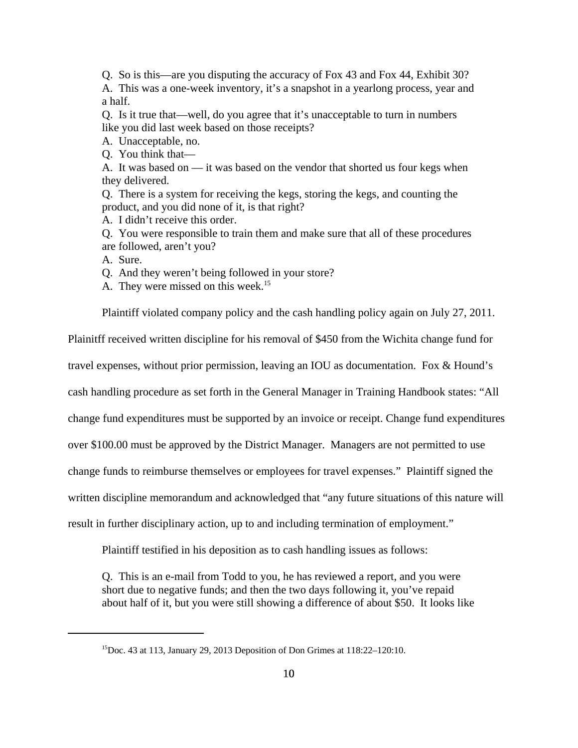Q. So is this—are you disputing the accuracy of Fox 43 and Fox 44, Exhibit 30?

A. This was a one-week inventory, it's a snapshot in a yearlong process, year and a half.

Q. Is it true that—well, do you agree that it's unacceptable to turn in numbers like you did last week based on those receipts?

A. Unacceptable, no.

Q. You think that—

A. It was based on — it was based on the vendor that shorted us four kegs when they delivered.

Q. There is a system for receiving the kegs, storing the kegs, and counting the product, and you did none of it, is that right?

A. I didn't receive this order.

Q. You were responsible to train them and make sure that all of these procedures are followed, aren't you?

A. Sure.

Q. And they weren't being followed in your store?

A. They were missed on this week.[15]

Plaintiff violated company policy and the cash handling policy again on July 27, 2011. Plainitff received written discipline for his removal of $450 from the Wichita change fund for travel expenses, without prior permission, leaving an IOU as documentation. Fox & Hound's cash handling procedure as set forth in the General Manager in Training Handbook states: "All change fund expenditures must be supported by an invoice or receipt. Change fund expenditures over $100.00 must be approved by the District Manager. Managers are not permitted to use change funds to reimburse themselves or employees for travel expenses." Plaintiff signed the written discipline memorandum and acknowledged that "any future situations of this nature will result in further disciplinary action, up to and including termination of employment."

Plaintiff testified in his deposition as to cash handling issues as follows:

Q. This is an e-mail from Todd to you, he has reviewed a report, and you were short due to negative funds; and then the two days following it, you've repaid about half of it, but you were still showing a difference of about $50. It looks like

---

[15]Doc. 43 at 113, January 29, 2013 Deposition of Don Grimes at 118:22–120:10.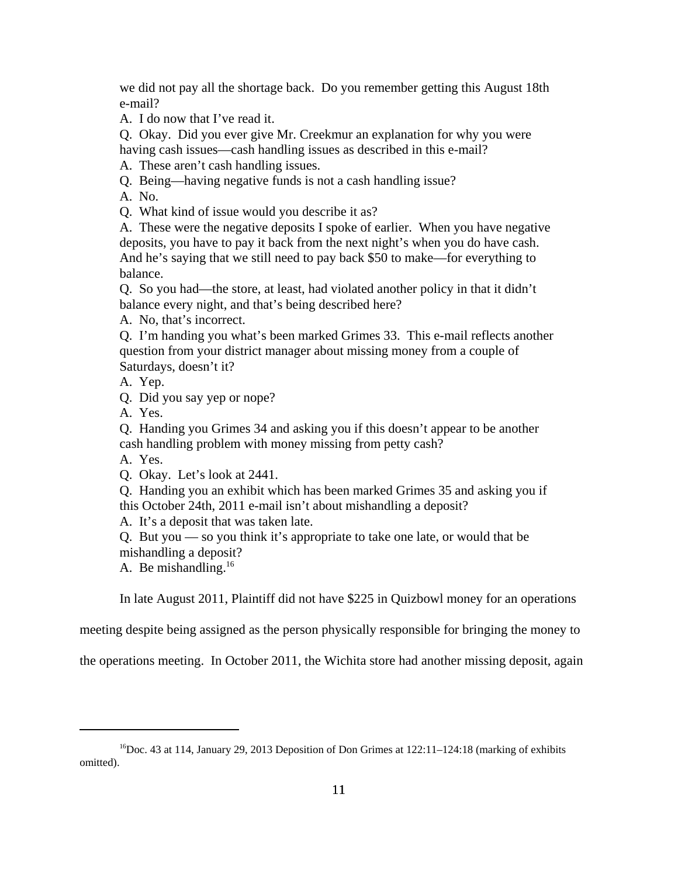we did not pay all the shortage back. Do you remember getting this August 18th e-mail?

A. I do now that I've read it.

Q. Okay. Did you ever give Mr. Creekmur an explanation for why you were having cash issues—cash handling issues as described in this e-mail?

A. These aren't cash handling issues.

Q. Being—having negative funds is not a cash handling issue?

A. No.

Q. What kind of issue would you describe it as?

A. These were the negative deposits I spoke of earlier. When you have negative deposits, you have to pay it back from the next night's when you do have cash. And he's saying that we still need to pay back \$50 to make—for everything to balance.

Q. So you had—the store, at least, had violated another policy in that it didn't balance every night, and that's being described here?

A. No, that's incorrect.

Q. I'm handing you what's been marked Grimes 33. This e-mail reflects another question from your district manager about missing money from a couple of Saturdays, doesn't it?

A. Yep.

Q. Did you say yep or nope?

A. Yes.

Q. Handing you Grimes 34 and asking you if this doesn't appear to be another cash handling problem with money missing from petty cash?

A. Yes.

Q. Okay. Let's look at 2441.

Q. Handing you an exhibit which has been marked Grimes 35 and asking you if this October 24th, 2011 e-mail isn't about mishandling a deposit?

A. It's a deposit that was taken late.

Q. But you — so you think it's appropriate to take one late, or would that be mishandling a deposit?

A. Be mishandling.[16]

In late August 2011, Plaintiff did not have \$225 in Quizbowl money for an operations meeting despite being assigned as the person physically responsible for bringing the money to the operations meeting. In October 2011, the Wichita store had another missing deposit, again

---

[16] Doc. 43 at 114, January 29, 2013 Deposition of Don Grimes at 122:11–124:18 (marking of exhibits omitted).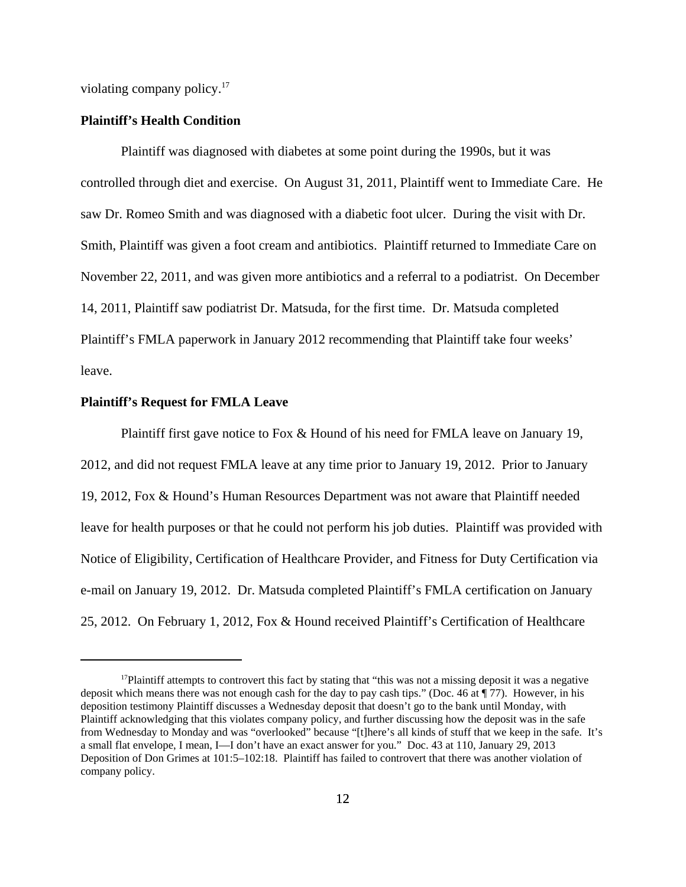violating company policy.[17]

**Plaintiff's Health Condition**

Plaintiff was diagnosed with diabetes at some point during the 1990s, but it was controlled through diet and exercise. On August 31, 2011, Plaintiff went to Immediate Care. He saw Dr. Romeo Smith and was diagnosed with a diabetic foot ulcer. During the visit with Dr. Smith, Plaintiff was given a foot cream and antibiotics. Plaintiff returned to Immediate Care on November 22, 2011, and was given more antibiotics and a referral to a podiatrist. On December 14, 2011, Plaintiff saw podiatrist Dr. Matsuda, for the first time. Dr. Matsuda completed Plaintiff's FMLA paperwork in January 2012 recommending that Plaintiff take four weeks' leave.

**Plaintiff's Request for FMLA Leave**

Plaintiff first gave notice to Fox & Hound of his need for FMLA leave on January 19, 2012, and did not request FMLA leave at any time prior to January 19, 2012. Prior to January 19, 2012, Fox & Hound's Human Resources Department was not aware that Plaintiff needed leave for health purposes or that he could not perform his job duties. Plaintiff was provided with Notice of Eligibility, Certification of Healthcare Provider, and Fitness for Duty Certification via e-mail on January 19, 2012. Dr. Matsuda completed Plaintiff's FMLA certification on January 25, 2012. On February 1, 2012, Fox & Hound received Plaintiff's Certification of Healthcare

---

[17]Plaintiff attempts to controvert this fact by stating that "this was not a missing deposit it was a negative deposit which means there was not enough cash for the day to pay cash tips." (Doc. 46 at ¶ 77). However, in his deposition testimony Plaintiff discusses a Wednesday deposit that doesn't go to the bank until Monday, with Plaintiff acknowledging that this violates company policy, and further discussing how the deposit was in the safe from Wednesday to Monday and was "overlooked" because "[t]here's all kinds of stuff that we keep in the safe. It's a small flat envelope, I mean, I—I don't have an exact answer for you." Doc. 43 at 110, January 29, 2013 Deposition of Don Grimes at 101:5–102:18. Plaintiff has failed to controvert that there was another violation of company policy.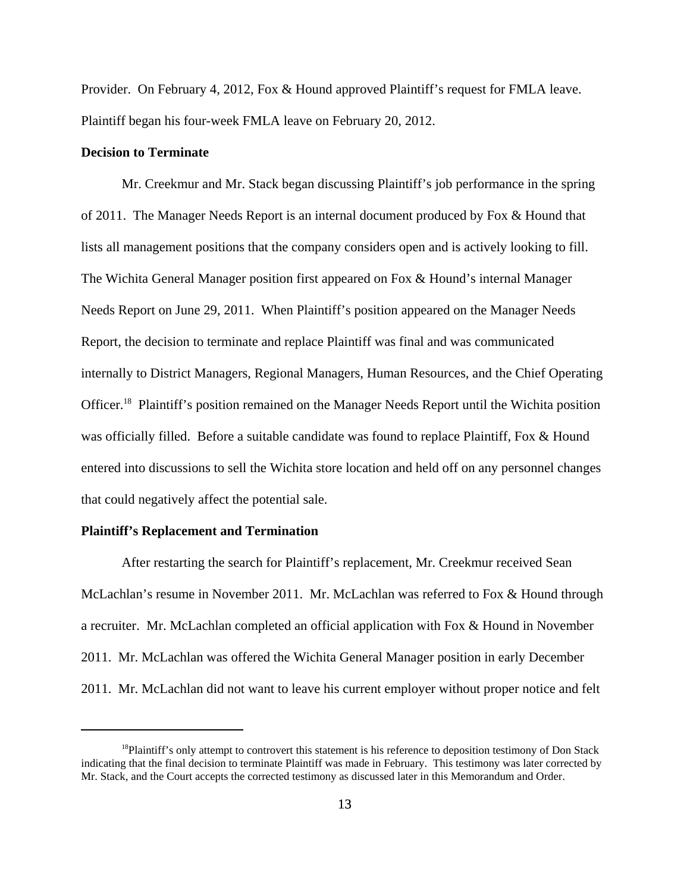Provider. On February 4, 2012, Fox & Hound approved Plaintiff's request for FMLA leave. Plaintiff began his four-week FMLA leave on February 20, 2012.

**Decision to Terminate**

Mr. Creekmur and Mr. Stack began discussing Plaintiff's job performance in the spring of 2011. The Manager Needs Report is an internal document produced by Fox & Hound that lists all management positions that the company considers open and is actively looking to fill. The Wichita General Manager position first appeared on Fox & Hound's internal Manager Needs Report on June 29, 2011. When Plaintiff's position appeared on the Manager Needs Report, the decision to terminate and replace Plaintiff was final and was communicated internally to District Managers, Regional Managers, Human Resources, and the Chief Operating Officer.[18] Plaintiff's position remained on the Manager Needs Report until the Wichita position was officially filled. Before a suitable candidate was found to replace Plaintiff, Fox & Hound entered into discussions to sell the Wichita store location and held off on any personnel changes that could negatively affect the potential sale.

**Plaintiff's Replacement and Termination**

After restarting the search for Plaintiff's replacement, Mr. Creekmur received Sean McLachlan's resume in November 2011. Mr. McLachlan was referred to Fox & Hound through a recruiter. Mr. McLachlan completed an official application with Fox & Hound in November 2011. Mr. McLachlan was offered the Wichita General Manager position in early December 2011. Mr. McLachlan did not want to leave his current employer without proper notice and felt

[18] Plaintiff's only attempt to controvert this statement is his reference to deposition testimony of Don Stack indicating that the final decision to terminate Plaintiff was made in February. This testimony was later corrected by Mr. Stack, and the Court accepts the corrected testimony as discussed later in this Memorandum and Order.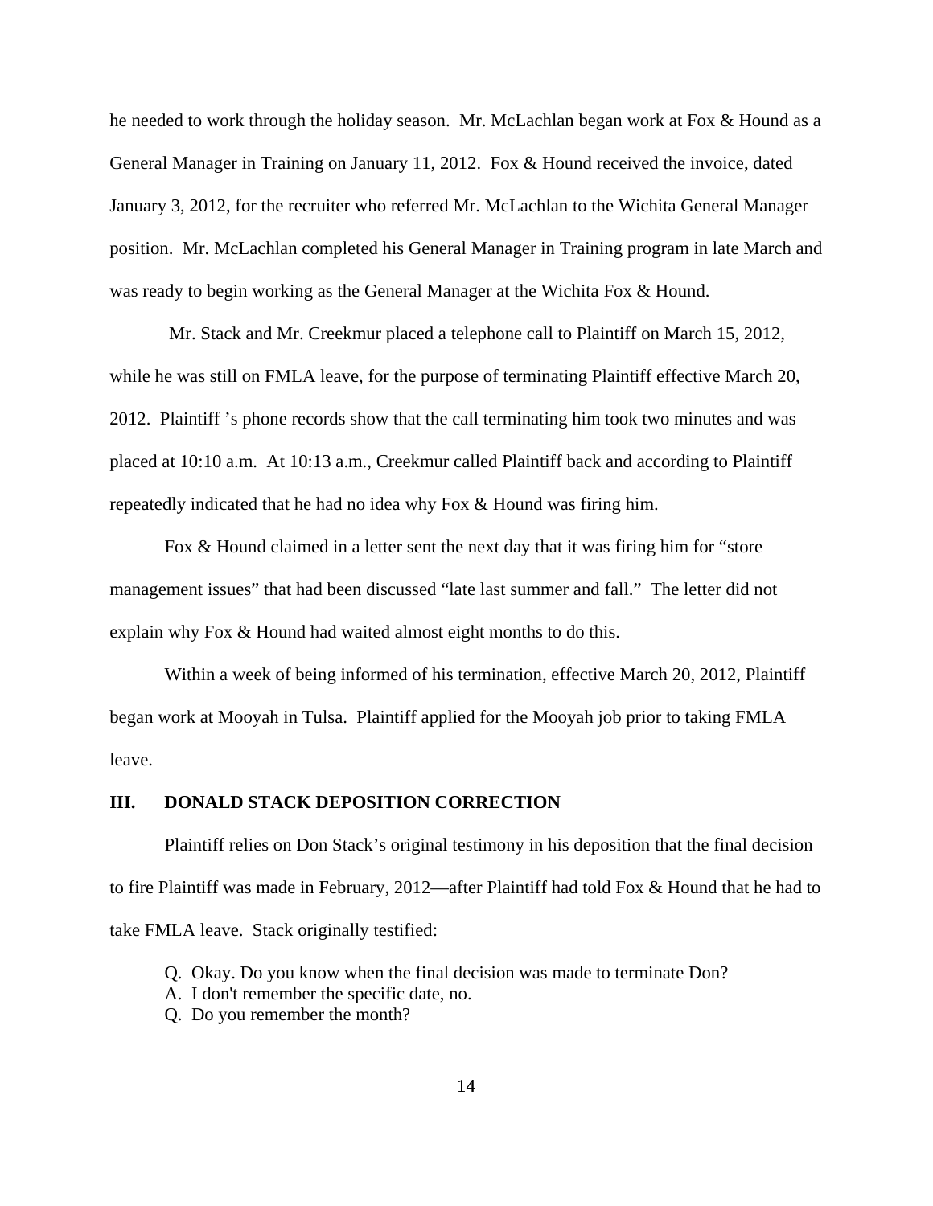he needed to work through the holiday season. Mr. McLachlan began work at Fox & Hound as a General Manager in Training on January 11, 2012. Fox & Hound received the invoice, dated January 3, 2012, for the recruiter who referred Mr. McLachlan to the Wichita General Manager position. Mr. McLachlan completed his General Manager in Training program in late March and was ready to begin working as the General Manager at the Wichita Fox & Hound.

Mr. Stack and Mr. Creekmur placed a telephone call to Plaintiff on March 15, 2012, while he was still on FMLA leave, for the purpose of terminating Plaintiff effective March 20, 2012. Plaintiff 's phone records show that the call terminating him took two minutes and was placed at 10:10 a.m. At 10:13 a.m., Creekmur called Plaintiff back and according to Plaintiff repeatedly indicated that he had no idea why Fox & Hound was firing him.

Fox & Hound claimed in a letter sent the next day that it was firing him for "store management issues" that had been discussed "late last summer and fall." The letter did not explain why Fox & Hound had waited almost eight months to do this.

Within a week of being informed of his termination, effective March 20, 2012, Plaintiff began work at Mooyah in Tulsa. Plaintiff applied for the Mooyah job prior to taking FMLA leave.

## III. DONALD STACK DEPOSITION CORRECTION

Plaintiff relies on Don Stack's original testimony in his deposition that the final decision to fire Plaintiff was made in February, 2012—after Plaintiff had told Fox & Hound that he had to take FMLA leave. Stack originally testified:

> Q. Okay. Do you know when the final decision was made to terminate Don?
> A. I don't remember the specific date, no.
> Q. Do you remember the month?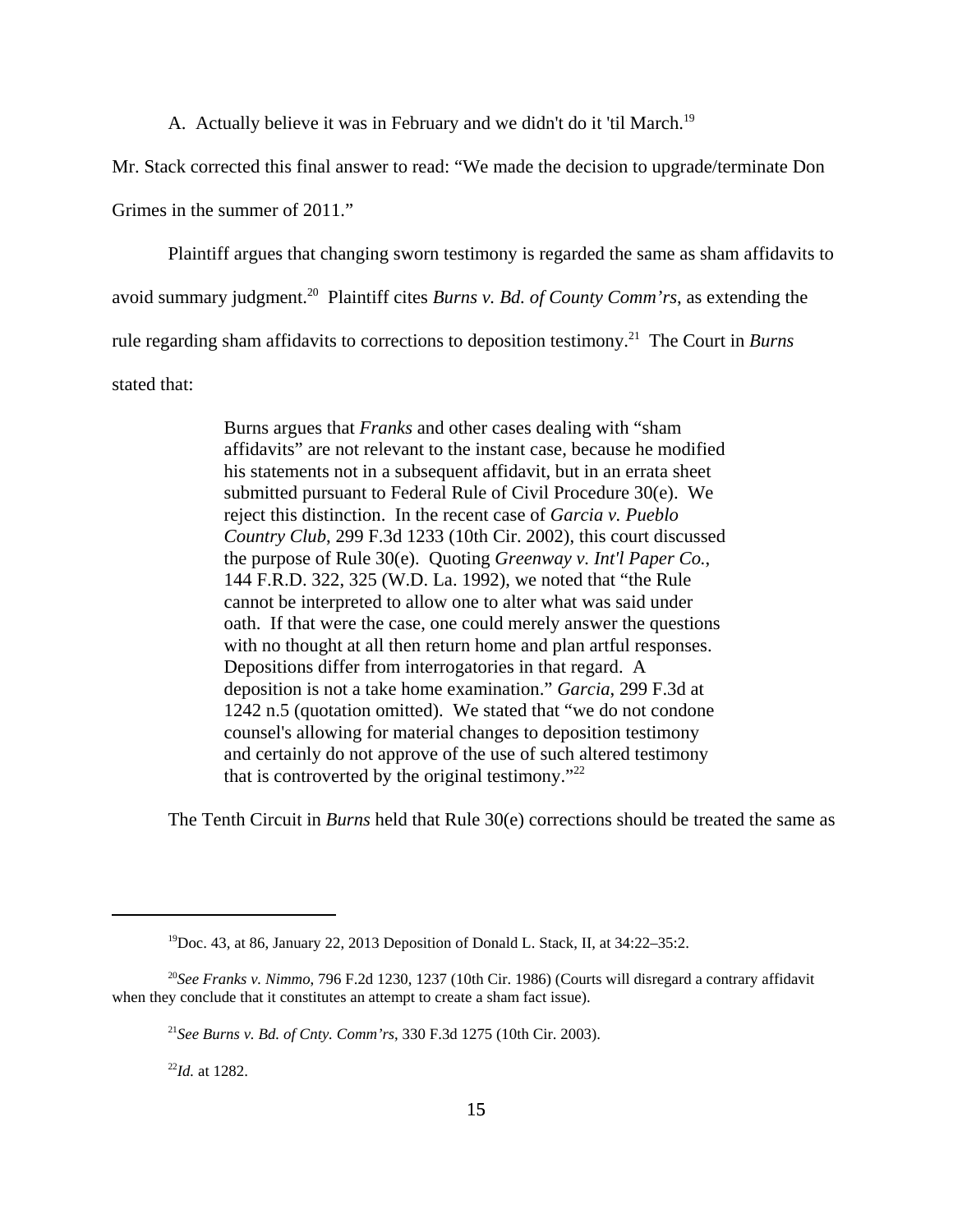A. Actually believe it was in February and we didn't do it 'til March.[19]

Mr. Stack corrected this final answer to read: "We made the decision to upgrade/terminate Don Grimes in the summer of 2011."

Plaintiff argues that changing sworn testimony is regarded the same as sham affidavits to avoid summary judgment.[20] Plaintiff cites *Burns v. Bd. of County Comm'rs*, as extending the rule regarding sham affidavits to corrections to deposition testimony.[21] The Court in *Burns* stated that:

> Burns argues that *Franks* and other cases dealing with "sham affidavits" are not relevant to the instant case, because he modified his statements not in a subsequent affidavit, but in an errata sheet submitted pursuant to Federal Rule of Civil Procedure 30(e). We reject this distinction. In the recent case of *Garcia v. Pueblo Country Club*, 299 F.3d 1233 (10th Cir. 2002), this court discussed the purpose of Rule 30(e). Quoting *Greenway v. Int'l Paper Co.*, 144 F.R.D. 322, 325 (W.D. La. 1992), we noted that "the Rule cannot be interpreted to allow one to alter what was said under oath. If that were the case, one could merely answer the questions with no thought at all then return home and plan artful responses. Depositions differ from interrogatories in that regard. A deposition is not a take home examination." *Garcia*, 299 F.3d at 1242 n.5 (quotation omitted). We stated that "we do not condone counsel's allowing for material changes to deposition testimony and certainly do not approve of the use of such altered testimony that is controverted by the original testimony."[22]

The Tenth Circuit in *Burns* held that Rule 30(e) corrections should be treated the same as

---

[19] Doc. 43, at 86, January 22, 2013 Deposition of Donald L. Stack, II, at 34:22–35:2.

[20] *See Franks v. Nimmo*, 796 F.2d 1230, 1237 (10th Cir. 1986) (Courts will disregard a contrary affidavit when they conclude that it constitutes an attempt to create a sham fact issue).

[21] *See Burns v. Bd. of Cnty. Comm'rs*, 330 F.3d 1275 (10th Cir. 2003).

[22] *Id.* at 1282.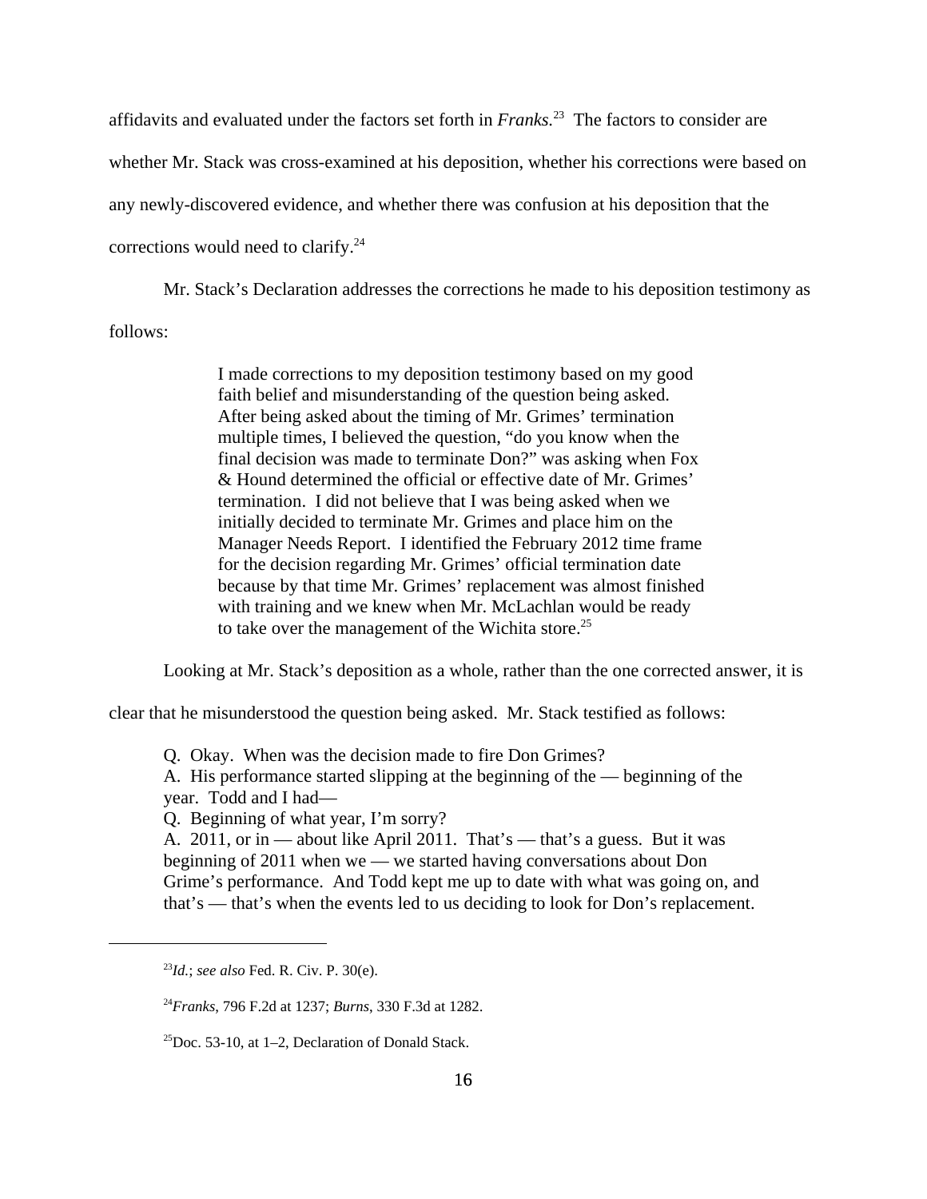affidavits and evaluated under the factors set forth in *Franks*.[23] The factors to consider are whether Mr. Stack was cross-examined at his deposition, whether his corrections were based on any newly-discovered evidence, and whether there was confusion at his deposition that the corrections would need to clarify.[24]

Mr. Stack's Declaration addresses the corrections he made to his deposition testimony as follows:

> I made corrections to my deposition testimony based on my good faith belief and misunderstanding of the question being asked. After being asked about the timing of Mr. Grimes' termination multiple times, I believed the question, "do you know when the final decision was made to terminate Don?" was asking when Fox & Hound determined the official or effective date of Mr. Grimes' termination. I did not believe that I was being asked when we initially decided to terminate Mr. Grimes and place him on the Manager Needs Report. I identified the February 2012 time frame for the decision regarding Mr. Grimes' official termination date because by that time Mr. Grimes' replacement was almost finished with training and we knew when Mr. McLachlan would be ready to take over the management of the Wichita store.[25]

Looking at Mr. Stack's deposition as a whole, rather than the one corrected answer, it is clear that he misunderstood the question being asked. Mr. Stack testified as follows:

> Q. Okay. When was the decision made to fire Don Grimes?
> A. His performance started slipping at the beginning of the — beginning of the year. Todd and I had—
> Q. Beginning of what year, I'm sorry?
> A. 2011, or in — about like April 2011. That's — that's a guess. But it was beginning of 2011 when we — we started having conversations about Don Grime's performance. And Todd kept me up to date with what was going on, and that's — that's when the events led to us deciding to look for Don's replacement.

---

[23] *Id.*; *see also* Fed. R. Civ. P. 30(e).

[24] *Franks*, 796 F.2d at 1237; *Burns*, 330 F.3d at 1282.

[25] Doc. 53-10, at 1–2, Declaration of Donald Stack.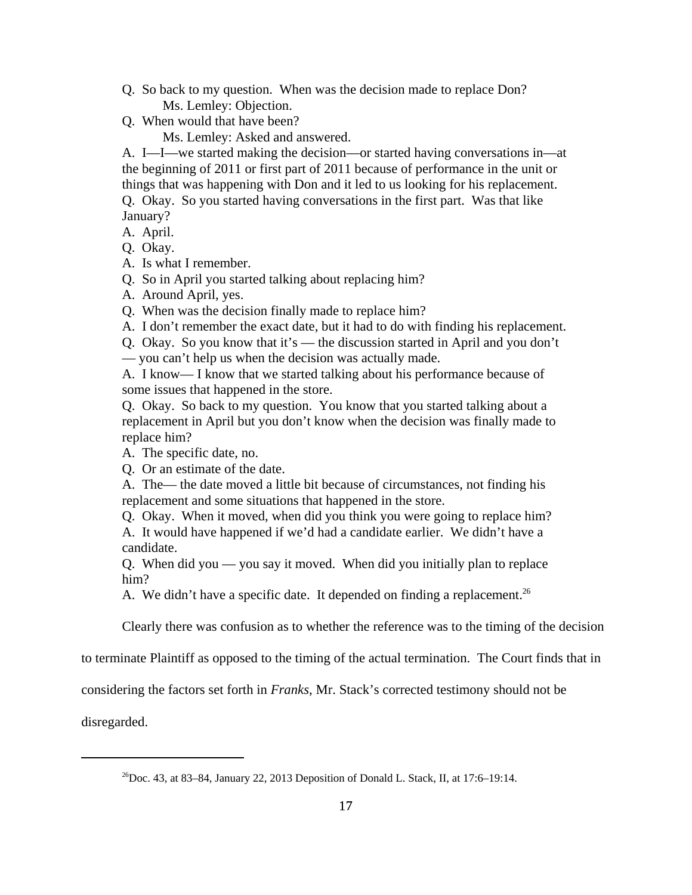Q. So back to my question. When was the decision made to replace Don?

Ms. Lemley: Objection.

Q. When would that have been?

Ms. Lemley: Asked and answered.

A. I—I—we started making the decision—or started having conversations in—at the beginning of 2011 or first part of 2011 because of performance in the unit or things that was happening with Don and it led to us looking for his replacement.

Q. Okay. So you started having conversations in the first part. Was that like January?

A. April.

Q. Okay.

A. Is what I remember.

Q. So in April you started talking about replacing him?

A. Around April, yes.

Q. When was the decision finally made to replace him?

A. I don't remember the exact date, but it had to do with finding his replacement.

Q. Okay. So you know that it's — the discussion started in April and you don't — you can't help us when the decision was actually made.

A. I know— I know that we started talking about his performance because of some issues that happened in the store.

Q. Okay. So back to my question. You know that you started talking about a replacement in April but you don't know when the decision was finally made to replace him?

A. The specific date, no.

Q. Or an estimate of the date.

A. The— the date moved a little bit because of circumstances, not finding his replacement and some situations that happened in the store.

Q. Okay. When it moved, when did you think you were going to replace him?

A. It would have happened if we'd had a candidate earlier. We didn't have a candidate.

Q. When did you — you say it moved. When did you initially plan to replace him?

A. We didn't have a specific date. It depended on finding a replacement.[26]

Clearly there was confusion as to whether the reference was to the timing of the decision to terminate Plaintiff as opposed to the timing of the actual termination. The Court finds that in considering the factors set forth in *Franks*, Mr. Stack's corrected testimony should not be disregarded.

---

[26]Doc. 43, at 83–84, January 22, 2013 Deposition of Donald L. Stack, II, at 17:6–19:14.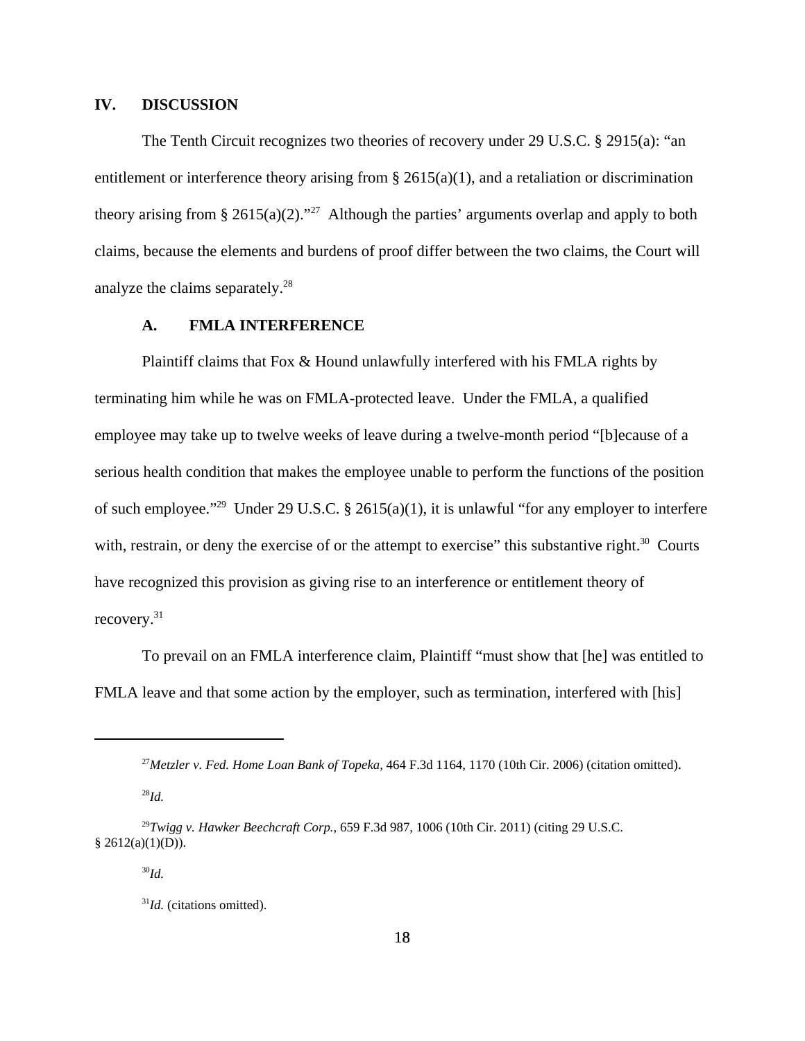## IV. DISCUSSION

The Tenth Circuit recognizes two theories of recovery under 29 U.S.C. § 2915(a): "an entitlement or interference theory arising from § 2615(a)(1), and a retaliation or discrimination theory arising from § 2615(a)(2)."[27] Although the parties' arguments overlap and apply to both claims, because the elements and burdens of proof differ between the two claims, the Court will analyze the claims separately.[28]

### A. FMLA INTERFERENCE

Plaintiff claims that Fox & Hound unlawfully interfered with his FMLA rights by terminating him while he was on FMLA-protected leave. Under the FMLA, a qualified employee may take up to twelve weeks of leave during a twelve-month period "[b]ecause of a serious health condition that makes the employee unable to perform the functions of the position of such employee."[29] Under 29 U.S.C. § 2615(a)(1), it is unlawful "for any employer to interfere with, restrain, or deny the exercise of or the attempt to exercise" this substantive right.[30] Courts have recognized this provision as giving rise to an interference or entitlement theory of recovery.[31]

To prevail on an FMLA interference claim, Plaintiff "must show that [he] was entitled to FMLA leave and that some action by the employer, such as termination, interfered with [his]

---

[27] *Metzler v. Fed. Home Loan Bank of Topeka,* 464 F.3d 1164, 1170 (10th Cir. 2006) (citation omitted).

[28] *Id.*

[29] *Twigg v. Hawker Beechcraft Corp.,* 659 F.3d 987, 1006 (10th Cir. 2011) (citing 29 U.S.C. § 2612(a)(1)(D)).

[30] *Id.*

[31] *Id.* (citations omitted).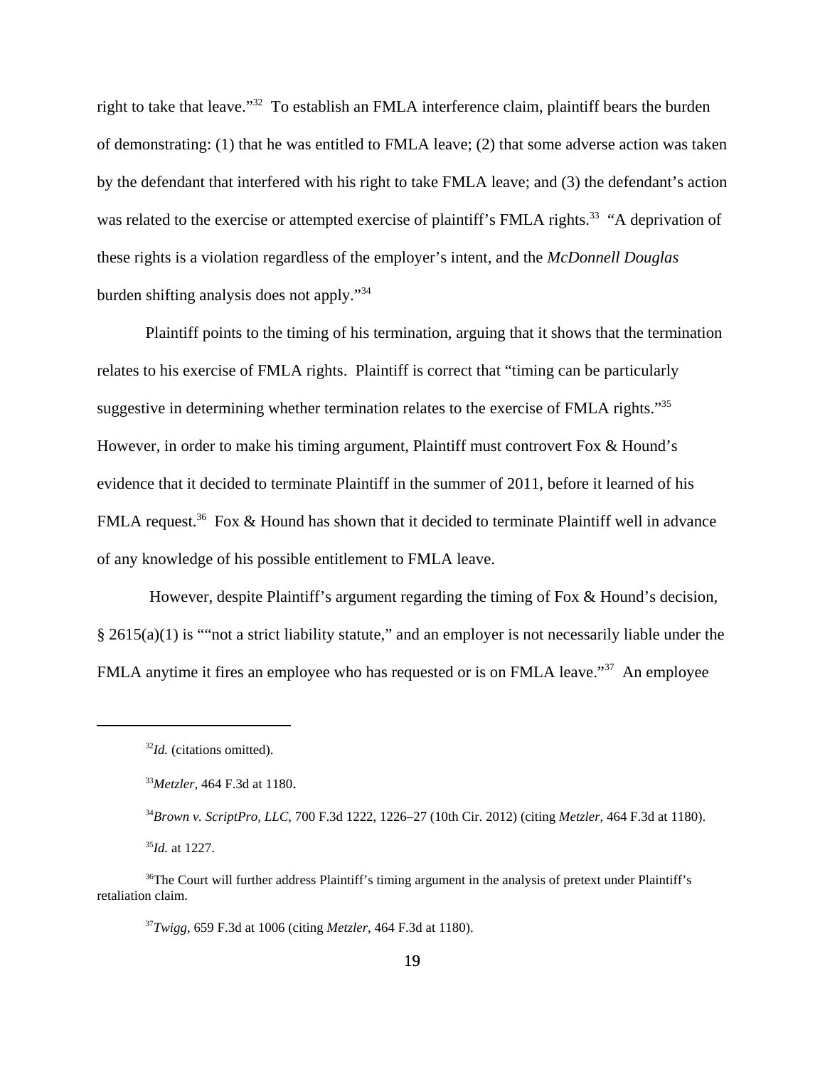right to take that leave."[32] To establish an FMLA interference claim, plaintiff bears the burden of demonstrating: (1) that he was entitled to FMLA leave; (2) that some adverse action was taken by the defendant that interfered with his right to take FMLA leave; and (3) the defendant's action was related to the exercise or attempted exercise of plaintiff's FMLA rights.[33] "A deprivation of these rights is a violation regardless of the employer's intent, and the *McDonnell Douglas* burden shifting analysis does not apply."[34]

Plaintiff points to the timing of his termination, arguing that it shows that the termination relates to his exercise of FMLA rights. Plaintiff is correct that "timing can be particularly suggestive in determining whether termination relates to the exercise of FMLA rights."[35] However, in order to make his timing argument, Plaintiff must controvert Fox & Hound's evidence that it decided to terminate Plaintiff in the summer of 2011, before it learned of his FMLA request.[36] Fox & Hound has shown that it decided to terminate Plaintiff well in advance of any knowledge of his possible entitlement to FMLA leave.

However, despite Plaintiff's argument regarding the timing of Fox & Hound's decision, § 2615(a)(1) is ""not a strict liability statute," and an employer is not necessarily liable under the FMLA anytime it fires an employee who has requested or is on FMLA leave."[37] An employee

---

[32] *Id.* (citations omitted).

[33] *Metzler*, 464 F.3d at 1180.

[34] *Brown v. ScriptPro, LLC*, 700 F.3d 1222, 1226–27 (10th Cir. 2012) (citing *Metzler*, 464 F.3d at 1180).

[35] *Id.* at 1227.

[36] The Court will further address Plaintiff's timing argument in the analysis of pretext under Plaintiff's retaliation claim.

[37] *Twigg*, 659 F.3d at 1006 (citing *Metzler*, 464 F.3d at 1180).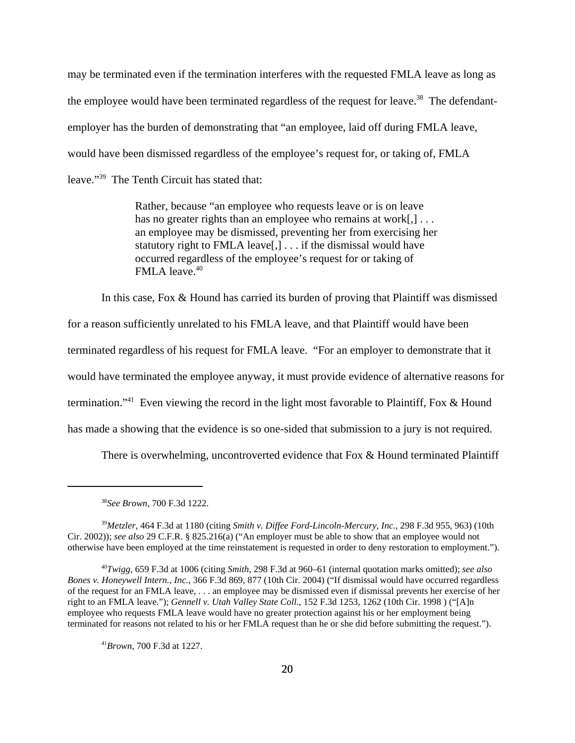may be terminated even if the termination interferes with the requested FMLA leave as long as the employee would have been terminated regardless of the request for leave.[38] The defendant-employer has the burden of demonstrating that "an employee, laid off during FMLA leave, would have been dismissed regardless of the employee's request for, or taking of, FMLA leave."[39] The Tenth Circuit has stated that:

> Rather, because "an employee who requests leave or is on leave has no greater rights than an employee who remains at work[,] . . . an employee may be dismissed, preventing her from exercising her statutory right to FMLA leave[,] . . . if the dismissal would have occurred regardless of the employee's request for or taking of FMLA leave.[40]

In this case, Fox & Hound has carried its burden of proving that Plaintiff was dismissed for a reason sufficiently unrelated to his FMLA leave, and that Plaintiff would have been terminated regardless of his request for FMLA leave. "For an employer to demonstrate that it would have terminated the employee anyway, it must provide evidence of alternative reasons for termination."[41] Even viewing the record in the light most favorable to Plaintiff, Fox & Hound has made a showing that the evidence is so one-sided that submission to a jury is not required.

There is overwhelming, uncontroverted evidence that Fox & Hound terminated Plaintiff

---

[38]*See Brown*, 700 F.3d 1222.

[39]*Metzler*, 464 F.3d at 1180 (citing *Smith v. Diffee Ford-Lincoln-Mercury, Inc.*, 298 F.3d 955, 963) (10th Cir. 2002)); *see also* 29 C.F.R. § 825.216(a) ("An employer must be able to show that an employee would not otherwise have been employed at the time reinstatement is requested in order to deny restoration to employment.").

[40]*Twigg*, 659 F.3d at 1006 (citing *Smith*, 298 F.3d at 960–61 (internal quotation marks omitted); *see also Bones v. Honeywell Intern., Inc.*, 366 F.3d 869, 877 (10th Cir. 2004) ("If dismissal would have occurred regardless of the request for an FMLA leave, . . . an employee may be dismissed even if dismissal prevents her exercise of her right to an FMLA leave."); *Gennell v. Utah Valley State Coll.*, 152 F.3d 1253, 1262 (10th Cir. 1998 ) ("[A]n employee who requests FMLA leave would have no greater protection against his or her employment being terminated for reasons not related to his or her FMLA request than he or she did before submitting the request.").

[41]*Brown*, 700 F.3d at 1227.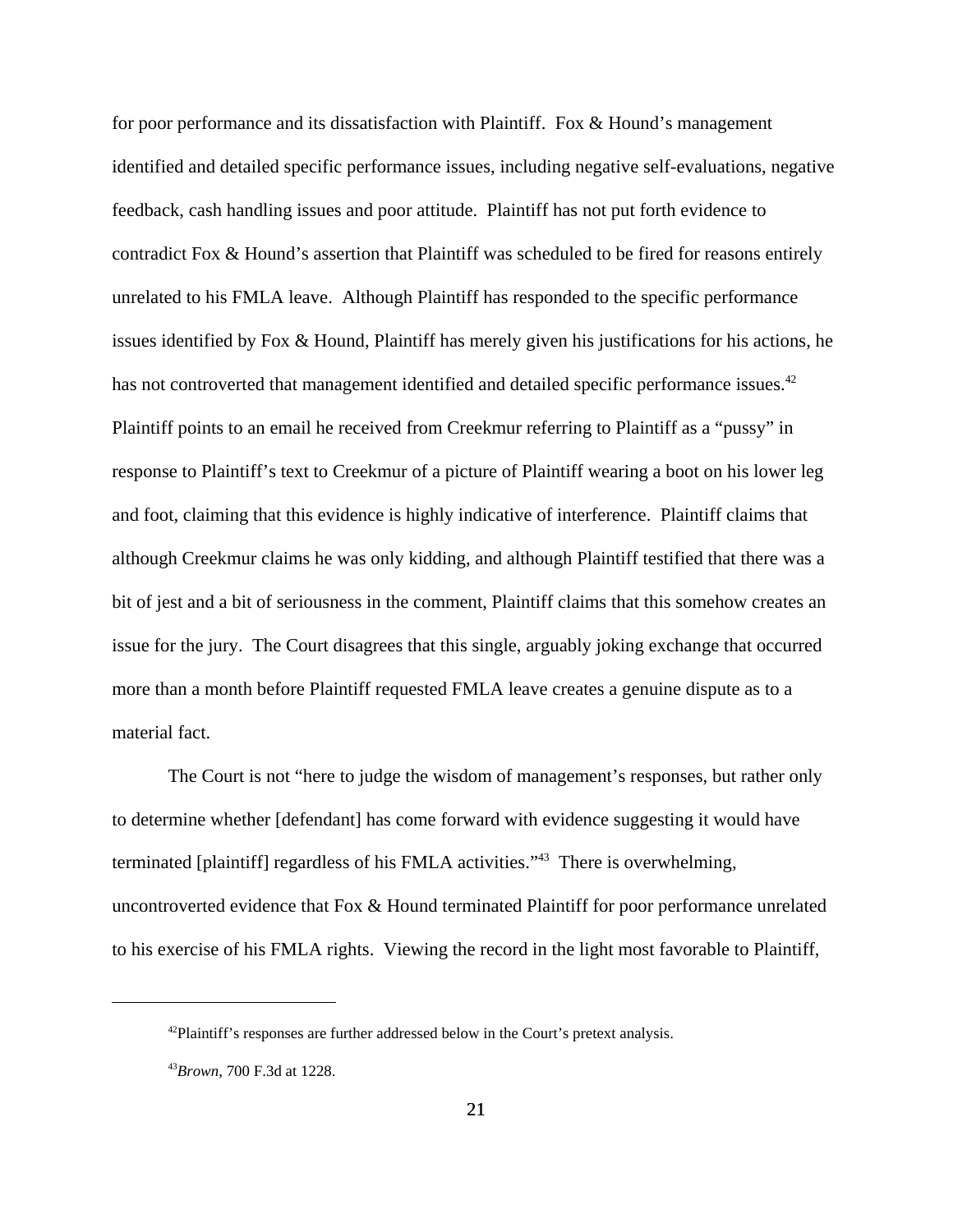for poor performance and its dissatisfaction with Plaintiff. Fox & Hound's management identified and detailed specific performance issues, including negative self-evaluations, negative feedback, cash handling issues and poor attitude. Plaintiff has not put forth evidence to contradict Fox & Hound's assertion that Plaintiff was scheduled to be fired for reasons entirely unrelated to his FMLA leave. Although Plaintiff has responded to the specific performance issues identified by Fox & Hound, Plaintiff has merely given his justifications for his actions, he has not controverted that management identified and detailed specific performance issues.[42] Plaintiff points to an email he received from Creekmur referring to Plaintiff as a "pussy" in response to Plaintiff's text to Creekmur of a picture of Plaintiff wearing a boot on his lower leg and foot, claiming that this evidence is highly indicative of interference. Plaintiff claims that although Creekmur claims he was only kidding, and although Plaintiff testified that there was a bit of jest and a bit of seriousness in the comment, Plaintiff claims that this somehow creates an issue for the jury. The Court disagrees that this single, arguably joking exchange that occurred more than a month before Plaintiff requested FMLA leave creates a genuine dispute as to a material fact.

The Court is not "here to judge the wisdom of management's responses, but rather only to determine whether [defendant] has come forward with evidence suggesting it would have terminated [plaintiff] regardless of his FMLA activities."[43] There is overwhelming, uncontroverted evidence that Fox & Hound terminated Plaintiff for poor performance unrelated to his exercise of his FMLA rights. Viewing the record in the light most favorable to Plaintiff,

---

[42] Plaintiff's responses are further addressed below in the Court's pretext analysis.

[43] *Brown*, 700 F.3d at 1228.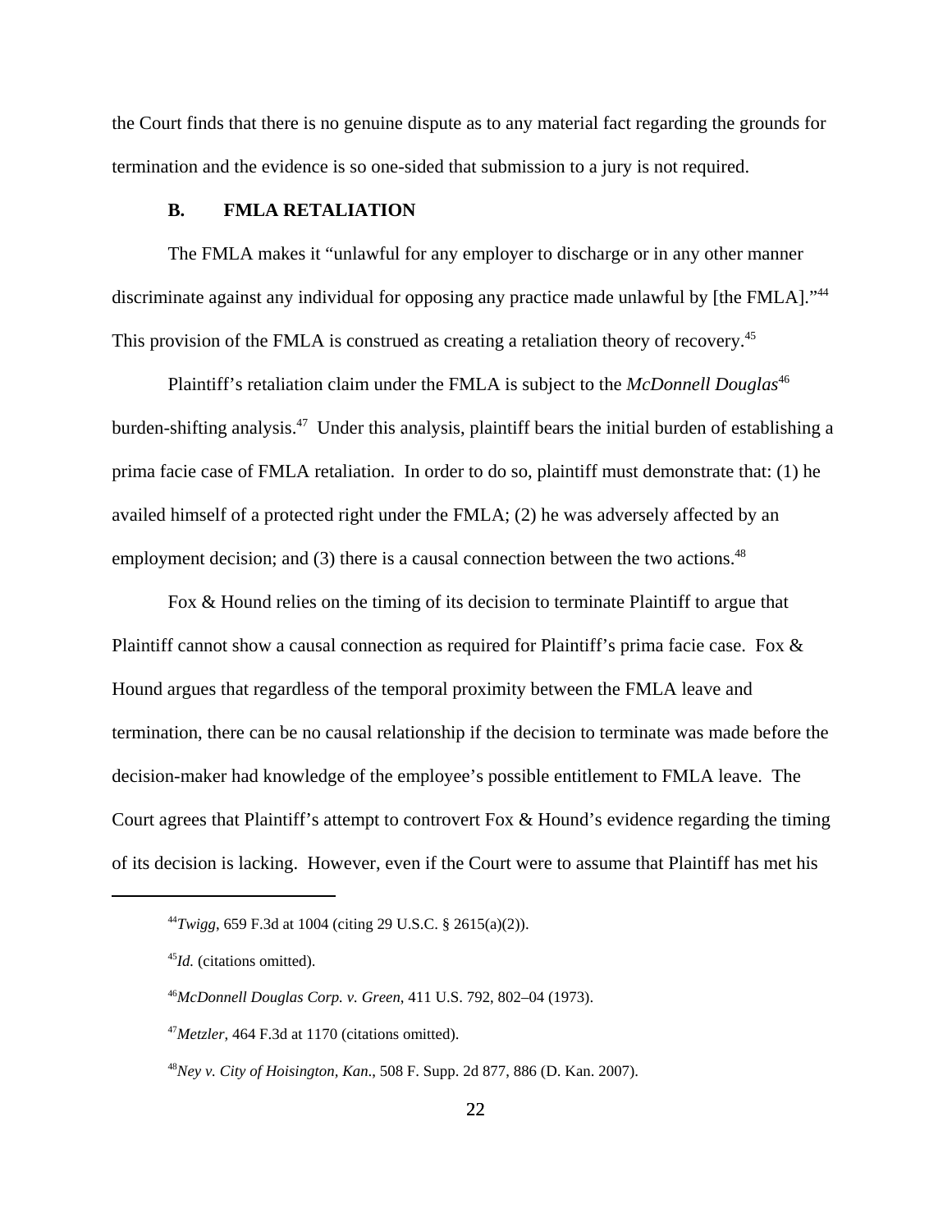the Court finds that there is no genuine dispute as to any material fact regarding the grounds for termination and the evidence is so one-sided that submission to a jury is not required.

### B. FMLA RETALIATION

The FMLA makes it "unlawful for any employer to discharge or in any other manner discriminate against any individual for opposing any practice made unlawful by [the FMLA]."[44] This provision of the FMLA is construed as creating a retaliation theory of recovery.[45]

Plaintiff's retaliation claim under the FMLA is subject to the *McDonnell Douglas*[46] burden-shifting analysis.[47] Under this analysis, plaintiff bears the initial burden of establishing a prima facie case of FMLA retaliation. In order to do so, plaintiff must demonstrate that: (1) he availed himself of a protected right under the FMLA; (2) he was adversely affected by an employment decision; and (3) there is a causal connection between the two actions.[48]

Fox & Hound relies on the timing of its decision to terminate Plaintiff to argue that Plaintiff cannot show a causal connection as required for Plaintiff's prima facie case. Fox & Hound argues that regardless of the temporal proximity between the FMLA leave and termination, there can be no causal relationship if the decision to terminate was made before the decision-maker had knowledge of the employee's possible entitlement to FMLA leave. The Court agrees that Plaintiff's attempt to controvert Fox & Hound's evidence regarding the timing of its decision is lacking. However, even if the Court were to assume that Plaintiff has met his

---

[44] *Twigg*, 659 F.3d at 1004 (citing 29 U.S.C. § 2615(a)(2)).

[45] *Id.* (citations omitted).

[46] *McDonnell Douglas Corp. v. Green*, 411 U.S. 792, 802–04 (1973).

[47] *Metzler*, 464 F.3d at 1170 (citations omitted).

[48] *Ney v. City of Hoisington, Kan.*, 508 F. Supp. 2d 877, 886 (D. Kan. 2007).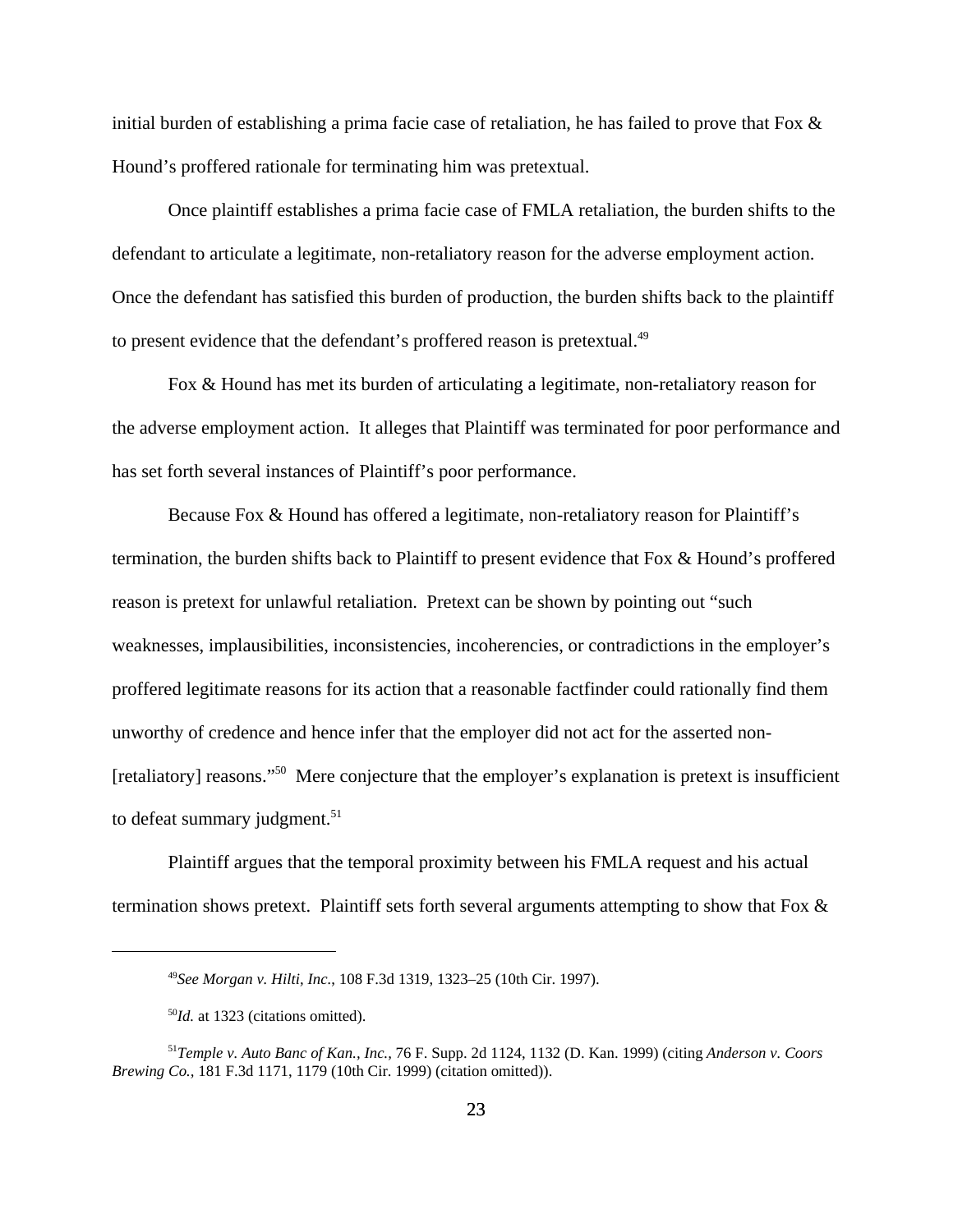initial burden of establishing a prima facie case of retaliation, he has failed to prove that Fox & Hound's proffered rationale for terminating him was pretextual.

Once plaintiff establishes a prima facie case of FMLA retaliation, the burden shifts to the defendant to articulate a legitimate, non-retaliatory reason for the adverse employment action. Once the defendant has satisfied this burden of production, the burden shifts back to the plaintiff to present evidence that the defendant's proffered reason is pretextual.[49]

Fox & Hound has met its burden of articulating a legitimate, non-retaliatory reason for the adverse employment action. It alleges that Plaintiff was terminated for poor performance and has set forth several instances of Plaintiff's poor performance.

Because Fox & Hound has offered a legitimate, non-retaliatory reason for Plaintiff's termination, the burden shifts back to Plaintiff to present evidence that Fox & Hound's proffered reason is pretext for unlawful retaliation. Pretext can be shown by pointing out "such weaknesses, implausibilities, inconsistencies, incoherencies, or contradictions in the employer's proffered legitimate reasons for its action that a reasonable factfinder could rationally find them unworthy of credence and hence infer that the employer did not act for the asserted non-[retaliatory] reasons."[50] Mere conjecture that the employer's explanation is pretext is insufficient to defeat summary judgment.[51]

Plaintiff argues that the temporal proximity between his FMLA request and his actual termination shows pretext. Plaintiff sets forth several arguments attempting to show that Fox &

---

[49]*See Morgan v. Hilti, Inc.*, 108 F.3d 1319, 1323–25 (10th Cir. 1997).

[50]*Id.* at 1323 (citations omitted).

[51]*Temple v. Auto Banc of Kan., Inc.*, 76 F. Supp. 2d 1124, 1132 (D. Kan. 1999) (citing *Anderson v. Coors Brewing Co.*, 181 F.3d 1171, 1179 (10th Cir. 1999) (citation omitted)).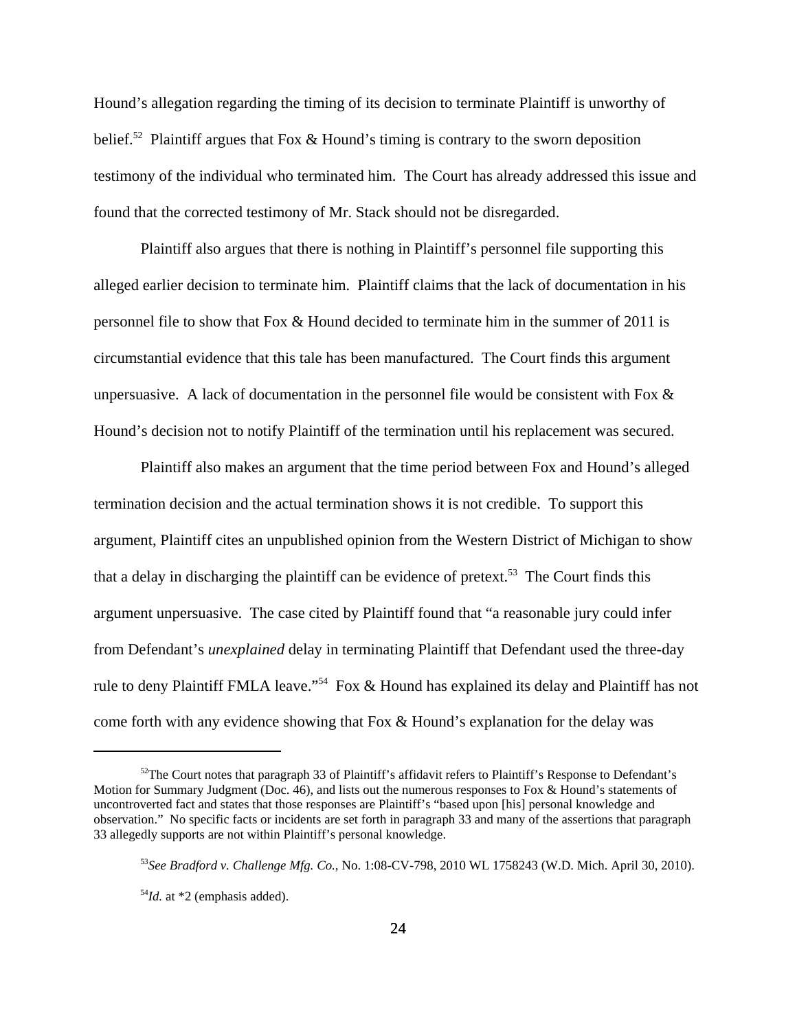Hound's allegation regarding the timing of its decision to terminate Plaintiff is unworthy of belief.[52] Plaintiff argues that Fox & Hound's timing is contrary to the sworn deposition testimony of the individual who terminated him. The Court has already addressed this issue and found that the corrected testimony of Mr. Stack should not be disregarded.

Plaintiff also argues that there is nothing in Plaintiff's personnel file supporting this alleged earlier decision to terminate him. Plaintiff claims that the lack of documentation in his personnel file to show that Fox & Hound decided to terminate him in the summer of 2011 is circumstantial evidence that this tale has been manufactured. The Court finds this argument unpersuasive. A lack of documentation in the personnel file would be consistent with Fox & Hound's decision not to notify Plaintiff of the termination until his replacement was secured.

Plaintiff also makes an argument that the time period between Fox and Hound's alleged termination decision and the actual termination shows it is not credible. To support this argument, Plaintiff cites an unpublished opinion from the Western District of Michigan to show that a delay in discharging the plaintiff can be evidence of pretext.[53] The Court finds this argument unpersuasive. The case cited by Plaintiff found that "a reasonable jury could infer from Defendant's *unexplained* delay in terminating Plaintiff that Defendant used the three-day rule to deny Plaintiff FMLA leave."[54] Fox & Hound has explained its delay and Plaintiff has not come forth with any evidence showing that Fox & Hound's explanation for the delay was

---

[52] The Court notes that paragraph 33 of Plaintiff's affidavit refers to Plaintiff's Response to Defendant's Motion for Summary Judgment (Doc. 46), and lists out the numerous responses to Fox & Hound's statements of uncontroverted fact and states that those responses are Plaintiff's "based upon [his] personal knowledge and observation." No specific facts or incidents are set forth in paragraph 33 and many of the assertions that paragraph 33 allegedly supports are not within Plaintiff's personal knowledge.

[53] *See Bradford v. Challenge Mfg. Co.*, No. 1:08-CV-798, 2010 WL 1758243 (W.D. Mich. April 30, 2010).

[54] *Id.* at *2 (emphasis added).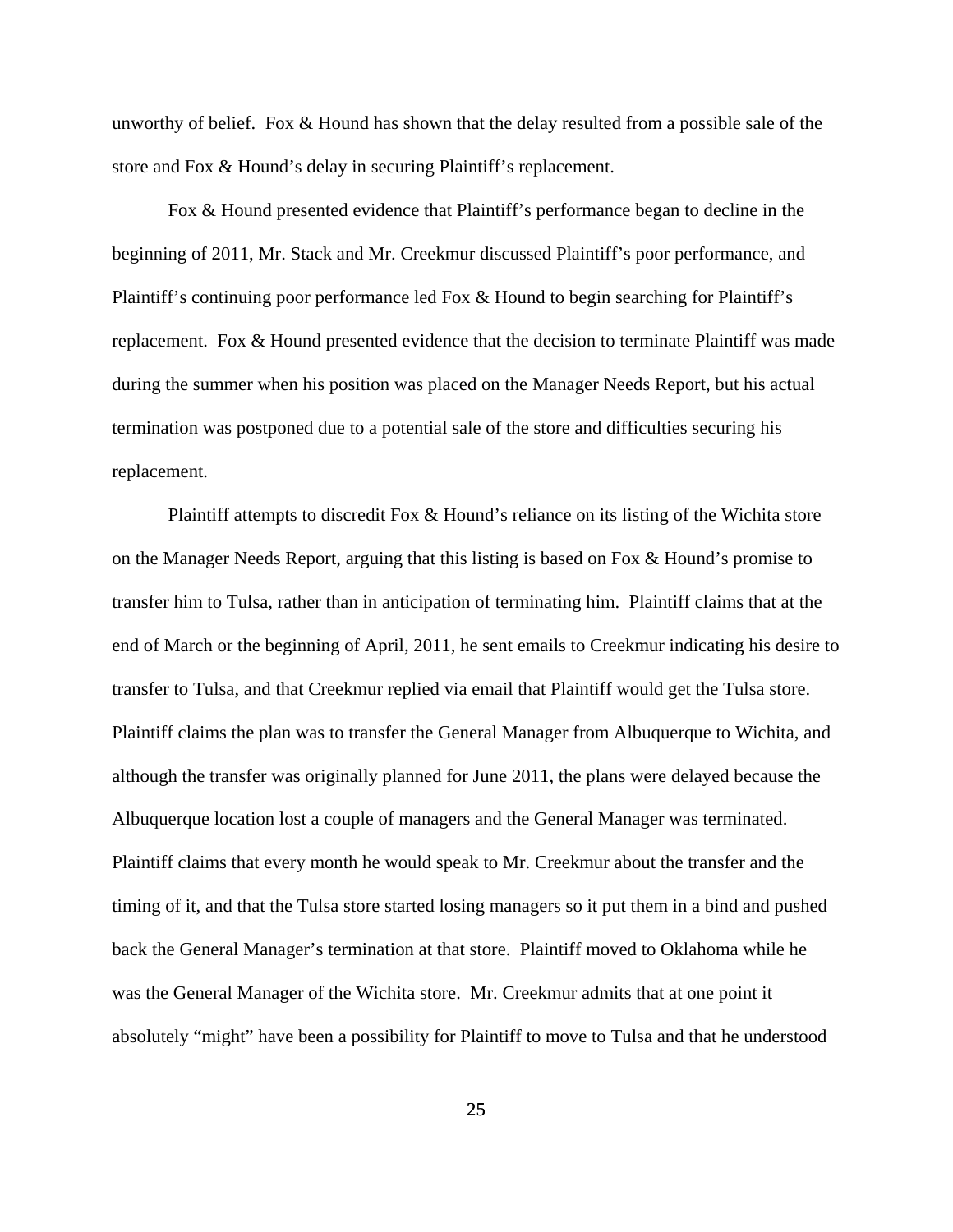unworthy of belief. Fox & Hound has shown that the delay resulted from a possible sale of the store and Fox & Hound's delay in securing Plaintiff's replacement.

Fox & Hound presented evidence that Plaintiff's performance began to decline in the beginning of 2011, Mr. Stack and Mr. Creekmur discussed Plaintiff's poor performance, and Plaintiff's continuing poor performance led Fox & Hound to begin searching for Plaintiff's replacement. Fox & Hound presented evidence that the decision to terminate Plaintiff was made during the summer when his position was placed on the Manager Needs Report, but his actual termination was postponed due to a potential sale of the store and difficulties securing his replacement.

Plaintiff attempts to discredit Fox & Hound's reliance on its listing of the Wichita store on the Manager Needs Report, arguing that this listing is based on Fox & Hound's promise to transfer him to Tulsa, rather than in anticipation of terminating him. Plaintiff claims that at the end of March or the beginning of April, 2011, he sent emails to Creekmur indicating his desire to transfer to Tulsa, and that Creekmur replied via email that Plaintiff would get the Tulsa store. Plaintiff claims the plan was to transfer the General Manager from Albuquerque to Wichita, and although the transfer was originally planned for June 2011, the plans were delayed because the Albuquerque location lost a couple of managers and the General Manager was terminated. Plaintiff claims that every month he would speak to Mr. Creekmur about the transfer and the timing of it, and that the Tulsa store started losing managers so it put them in a bind and pushed back the General Manager's termination at that store. Plaintiff moved to Oklahoma while he was the General Manager of the Wichita store. Mr. Creekmur admits that at one point it absolutely "might" have been a possibility for Plaintiff to move to Tulsa and that he understood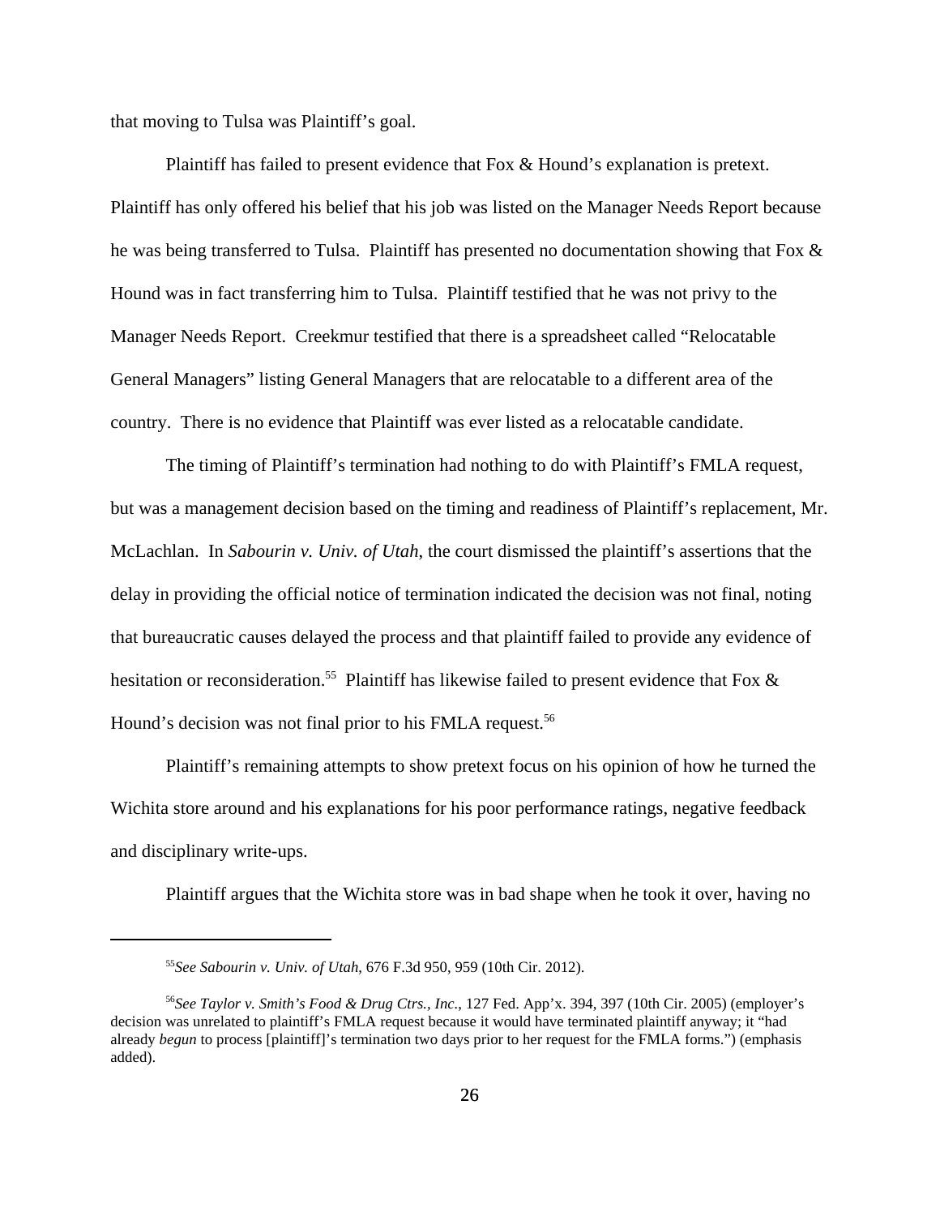that moving to Tulsa was Plaintiff's goal.

Plaintiff has failed to present evidence that Fox & Hound's explanation is pretext. Plaintiff has only offered his belief that his job was listed on the Manager Needs Report because he was being transferred to Tulsa. Plaintiff has presented no documentation showing that Fox & Hound was in fact transferring him to Tulsa. Plaintiff testified that he was not privy to the Manager Needs Report. Creekmur testified that there is a spreadsheet called "Relocatable General Managers" listing General Managers that are relocatable to a different area of the country. There is no evidence that Plaintiff was ever listed as a relocatable candidate.

The timing of Plaintiff's termination had nothing to do with Plaintiff's FMLA request, but was a management decision based on the timing and readiness of Plaintiff's replacement, Mr. McLachlan. In *Sabourin v. Univ. of Utah*, the court dismissed the plaintiff's assertions that the delay in providing the official notice of termination indicated the decision was not final, noting that bureaucratic causes delayed the process and that plaintiff failed to provide any evidence of hesitation or reconsideration.[55] Plaintiff has likewise failed to present evidence that Fox & Hound's decision was not final prior to his FMLA request.[56]

Plaintiff's remaining attempts to show pretext focus on his opinion of how he turned the Wichita store around and his explanations for his poor performance ratings, negative feedback and disciplinary write-ups.

Plaintiff argues that the Wichita store was in bad shape when he took it over, having no

---

[55] *See Sabourin v. Univ. of Utah*, 676 F.3d 950, 959 (10th Cir. 2012).

[56] *See Taylor v. Smith's Food & Drug Ctrs., Inc.*, 127 Fed. App'x. 394, 397 (10th Cir. 2005) (employer's decision was unrelated to plaintiff's FMLA request because it would have terminated plaintiff anyway; it "had already *begun* to process [plaintiff]'s termination two days prior to her request for the FMLA forms.") (emphasis added).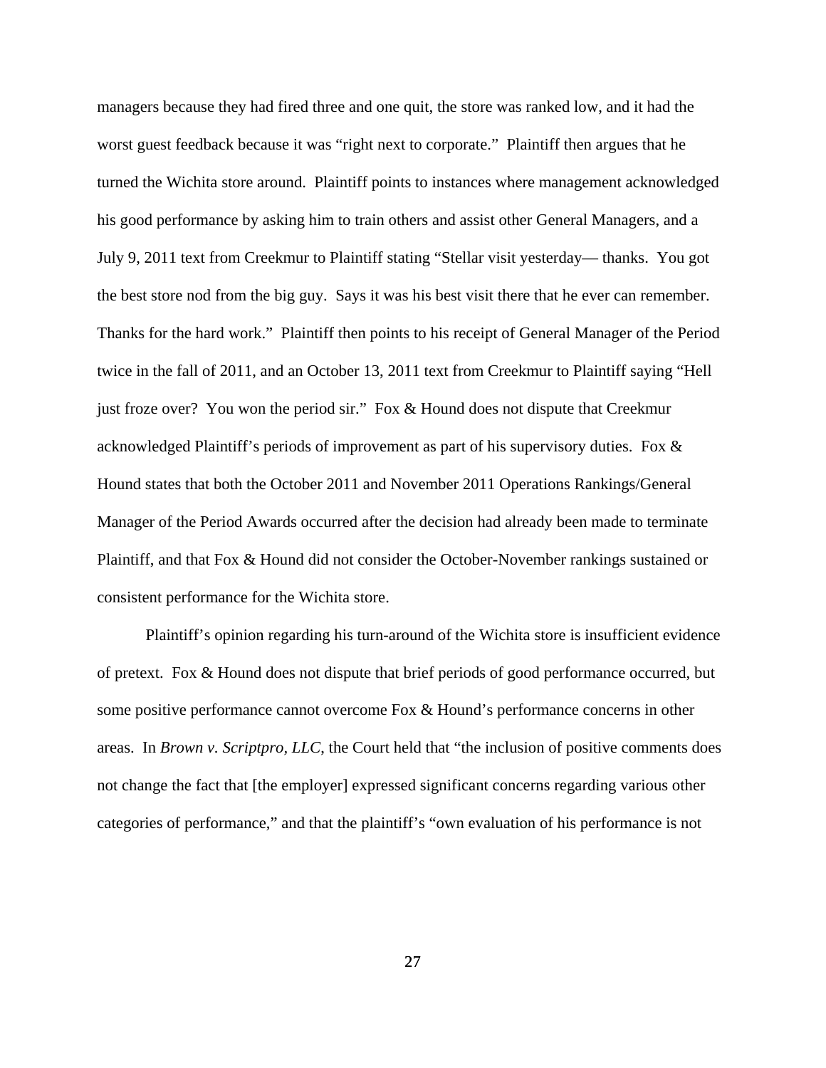managers because they had fired three and one quit, the store was ranked low, and it had the worst guest feedback because it was "right next to corporate." Plaintiff then argues that he turned the Wichita store around. Plaintiff points to instances where management acknowledged his good performance by asking him to train others and assist other General Managers, and a July 9, 2011 text from Creekmur to Plaintiff stating "Stellar visit yesterday— thanks. You got the best store nod from the big guy. Says it was his best visit there that he ever can remember. Thanks for the hard work." Plaintiff then points to his receipt of General Manager of the Period twice in the fall of 2011, and an October 13, 2011 text from Creekmur to Plaintiff saying "Hell just froze over? You won the period sir." Fox & Hound does not dispute that Creekmur acknowledged Plaintiff's periods of improvement as part of his supervisory duties. Fox & Hound states that both the October 2011 and November 2011 Operations Rankings/General Manager of the Period Awards occurred after the decision had already been made to terminate Plaintiff, and that Fox & Hound did not consider the October-November rankings sustained or consistent performance for the Wichita store.

Plaintiff's opinion regarding his turn-around of the Wichita store is insufficient evidence of pretext. Fox & Hound does not dispute that brief periods of good performance occurred, but some positive performance cannot overcome Fox & Hound's performance concerns in other areas. In *Brown v. Scriptpro, LLC*, the Court held that "the inclusion of positive comments does not change the fact that [the employer] expressed significant concerns regarding various other categories of performance," and that the plaintiff's "own evaluation of his performance is not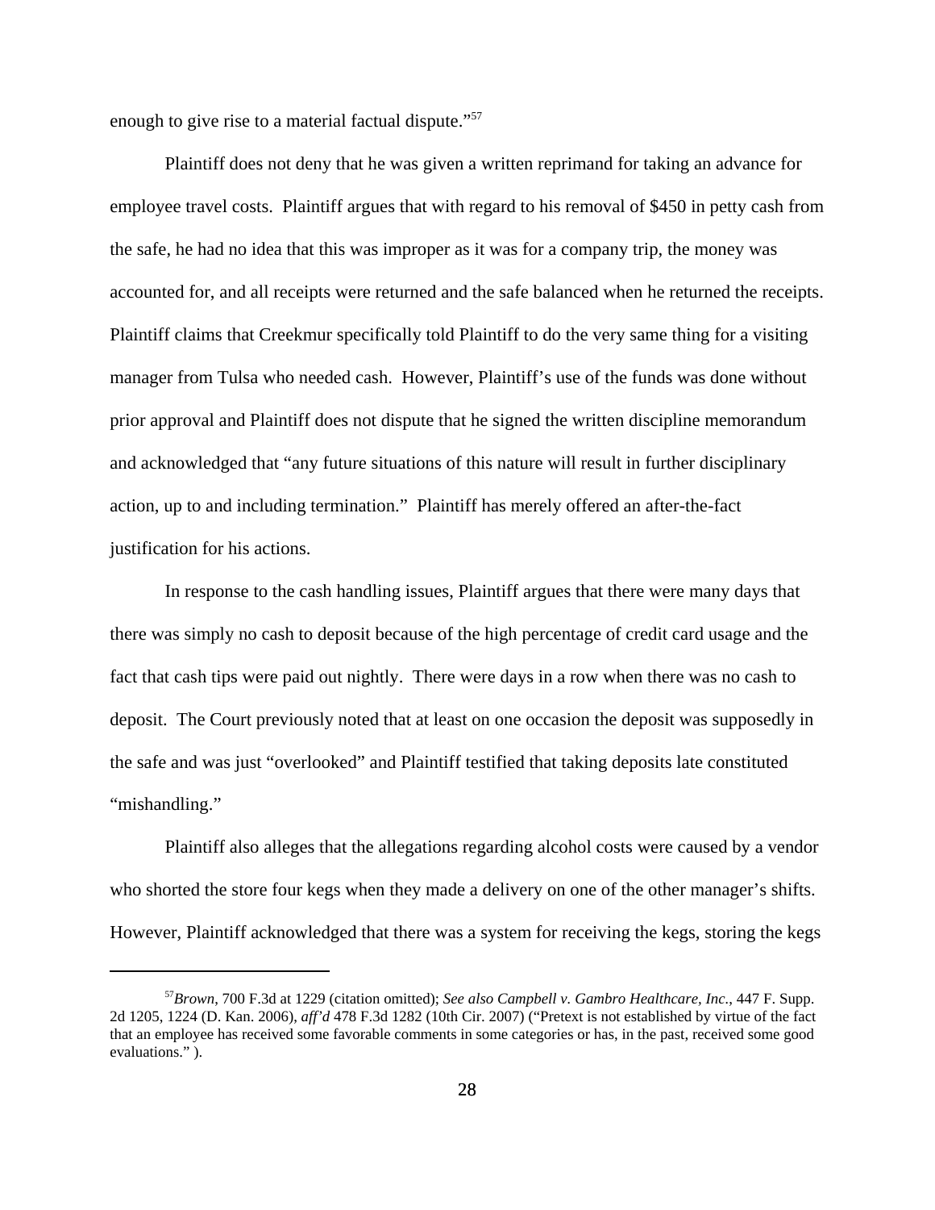enough to give rise to a material factual dispute."[57]

Plaintiff does not deny that he was given a written reprimand for taking an advance for employee travel costs. Plaintiff argues that with regard to his removal of $450 in petty cash from the safe, he had no idea that this was improper as it was for a company trip, the money was accounted for, and all receipts were returned and the safe balanced when he returned the receipts. Plaintiff claims that Creekmur specifically told Plaintiff to do the very same thing for a visiting manager from Tulsa who needed cash. However, Plaintiff's use of the funds was done without prior approval and Plaintiff does not dispute that he signed the written discipline memorandum and acknowledged that "any future situations of this nature will result in further disciplinary action, up to and including termination." Plaintiff has merely offered an after-the-fact justification for his actions.

In response to the cash handling issues, Plaintiff argues that there were many days that there was simply no cash to deposit because of the high percentage of credit card usage and the fact that cash tips were paid out nightly. There were days in a row when there was no cash to deposit. The Court previously noted that at least on one occasion the deposit was supposedly in the safe and was just "overlooked" and Plaintiff testified that taking deposits late constituted "mishandling."

Plaintiff also alleges that the allegations regarding alcohol costs were caused by a vendor who shorted the store four kegs when they made a delivery on one of the other manager's shifts. However, Plaintiff acknowledged that there was a system for receiving the kegs, storing the kegs

---

[57] *Brown*, 700 F.3d at 1229 (citation omitted); *See also Campbell v. Gambro Healthcare, Inc.*, 447 F. Supp. 2d 1205, 1224 (D. Kan. 2006), *aff'd* 478 F.3d 1282 (10th Cir. 2007) ("Pretext is not established by virtue of the fact that an employee has received some favorable comments in some categories or has, in the past, received some good evaluations." ).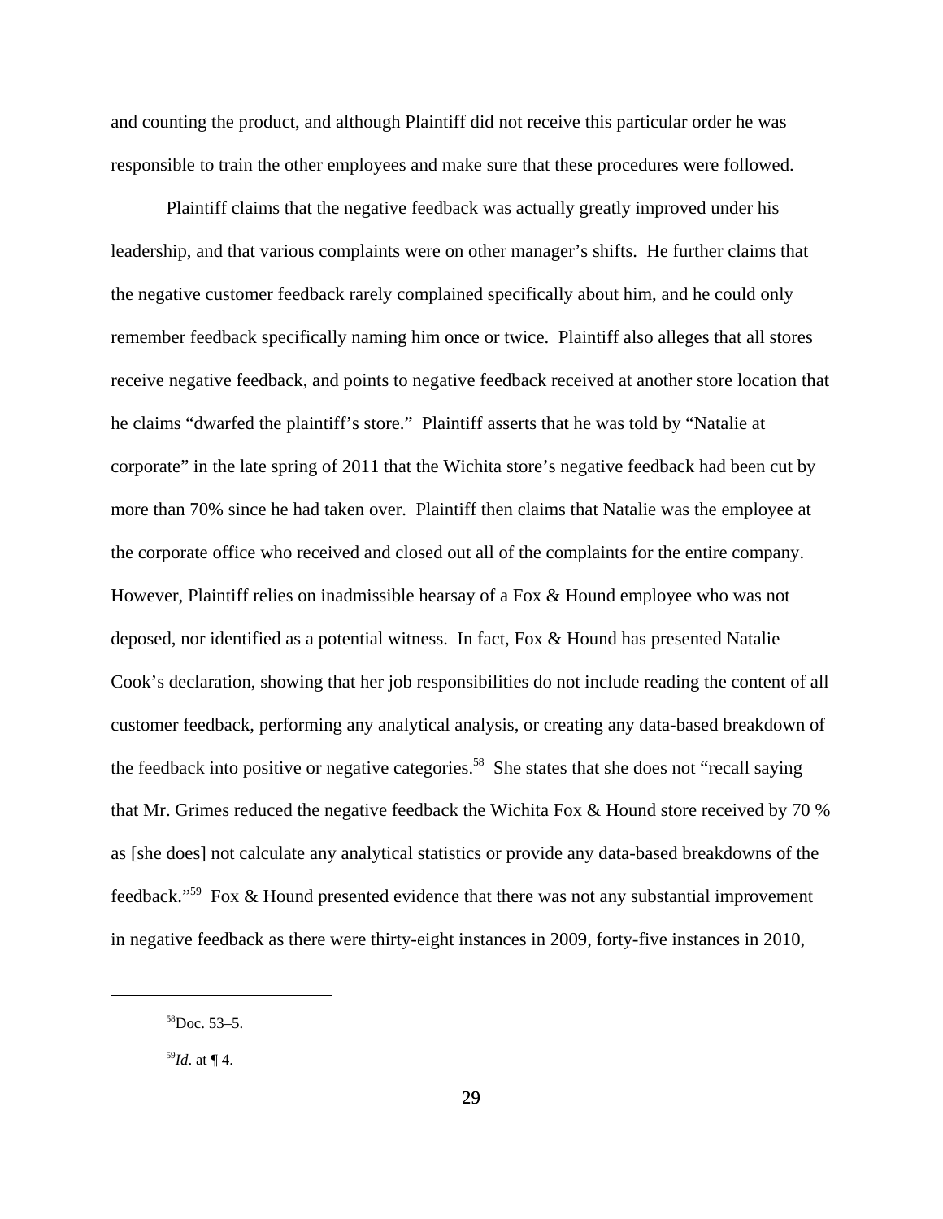and counting the product, and although Plaintiff did not receive this particular order he was responsible to train the other employees and make sure that these procedures were followed.

Plaintiff claims that the negative feedback was actually greatly improved under his leadership, and that various complaints were on other manager's shifts. He further claims that the negative customer feedback rarely complained specifically about him, and he could only remember feedback specifically naming him once or twice. Plaintiff also alleges that all stores receive negative feedback, and points to negative feedback received at another store location that he claims "dwarfed the plaintiff's store." Plaintiff asserts that he was told by "Natalie at corporate" in the late spring of 2011 that the Wichita store's negative feedback had been cut by more than 70% since he had taken over. Plaintiff then claims that Natalie was the employee at the corporate office who received and closed out all of the complaints for the entire company. However, Plaintiff relies on inadmissible hearsay of a Fox & Hound employee who was not deposed, nor identified as a potential witness. In fact, Fox & Hound has presented Natalie Cook's declaration, showing that her job responsibilities do not include reading the content of all customer feedback, performing any analytical analysis, or creating any data-based breakdown of the feedback into positive or negative categories.[58] She states that she does not "recall saying that Mr. Grimes reduced the negative feedback the Wichita Fox & Hound store received by 70 % as [she does] not calculate any analytical statistics or provide any data-based breakdowns of the feedback."[59] Fox & Hound presented evidence that there was not any substantial improvement in negative feedback as there were thirty-eight instances in 2009, forty-five instances in 2010,

---

[58]Doc. 53–5.

[59]*Id*. at ¶ 4.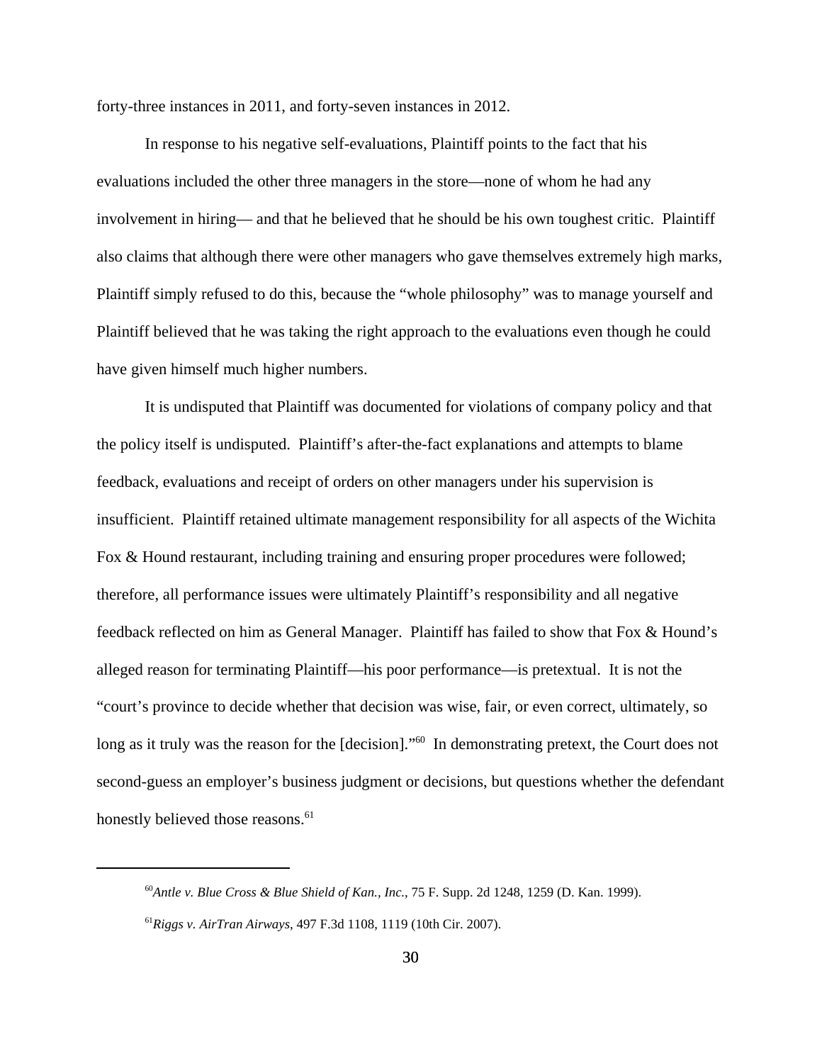forty-three instances in 2011, and forty-seven instances in 2012.

In response to his negative self-evaluations, Plaintiff points to the fact that his evaluations included the other three managers in the store—none of whom he had any involvement in hiring— and that he believed that he should be his own toughest critic. Plaintiff also claims that although there were other managers who gave themselves extremely high marks, Plaintiff simply refused to do this, because the "whole philosophy" was to manage yourself and Plaintiff believed that he was taking the right approach to the evaluations even though he could have given himself much higher numbers.

It is undisputed that Plaintiff was documented for violations of company policy and that the policy itself is undisputed. Plaintiff's after-the-fact explanations and attempts to blame feedback, evaluations and receipt of orders on other managers under his supervision is insufficient. Plaintiff retained ultimate management responsibility for all aspects of the Wichita Fox & Hound restaurant, including training and ensuring proper procedures were followed; therefore, all performance issues were ultimately Plaintiff's responsibility and all negative feedback reflected on him as General Manager. Plaintiff has failed to show that Fox & Hound's alleged reason for terminating Plaintiff—his poor performance—is pretextual. It is not the "court's province to decide whether that decision was wise, fair, or even correct, ultimately, so long as it truly was the reason for the [decision]."[60] In demonstrating pretext, the Court does not second-guess an employer's business judgment or decisions, but questions whether the defendant honestly believed those reasons.[61]

---

[60] *Antle v. Blue Cross & Blue Shield of Kan., Inc.*, 75 F. Supp. 2d 1248, 1259 (D. Kan. 1999).

[61] *Riggs v. AirTran Airways*, 497 F.3d 1108, 1119 (10th Cir. 2007).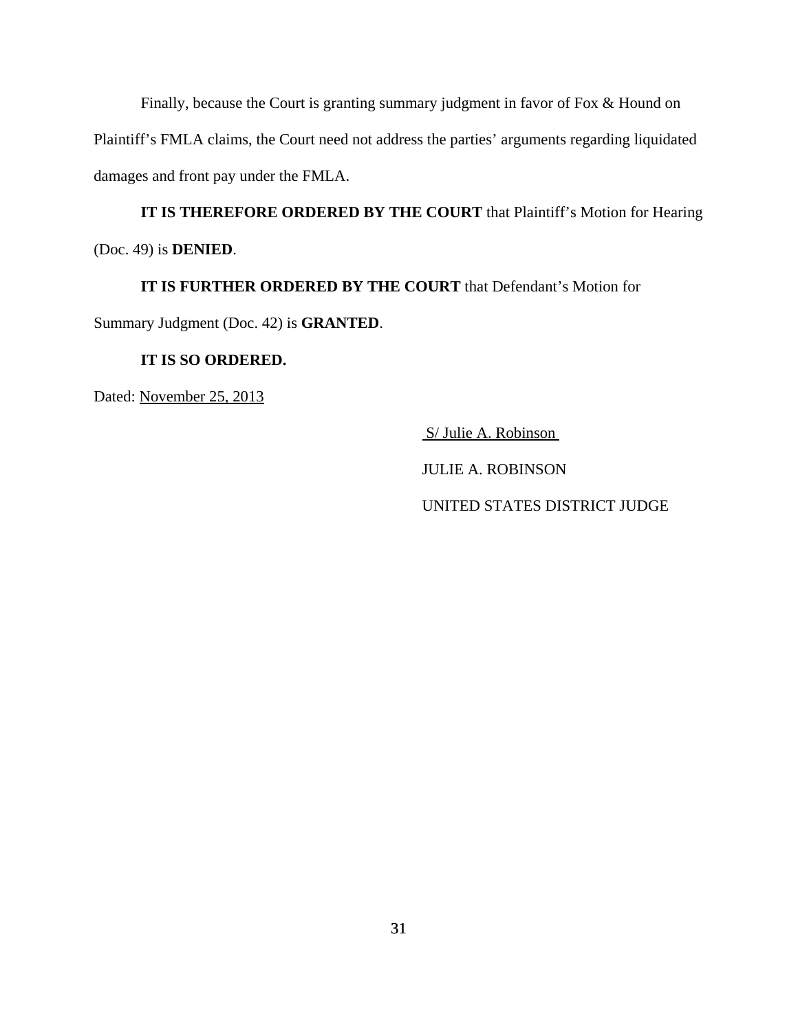Finally, because the Court is granting summary judgment in favor of Fox & Hound on Plaintiff's FMLA claims, the Court need not address the parties' arguments regarding liquidated damages and front pay under the FMLA.

**IT IS THEREFORE ORDERED BY THE COURT** that Plaintiff's Motion for Hearing (Doc. 49) is **DENIED**.

**IT IS FURTHER ORDERED BY THE COURT** that Defendant's Motion for Summary Judgment (Doc. 42) is **GRANTED**.

**IT IS SO ORDERED.**

Dated: November 25, 2013

S/ Julie A. Robinson

JULIE A. ROBINSON

UNITED STATES DISTRICT JUDGE